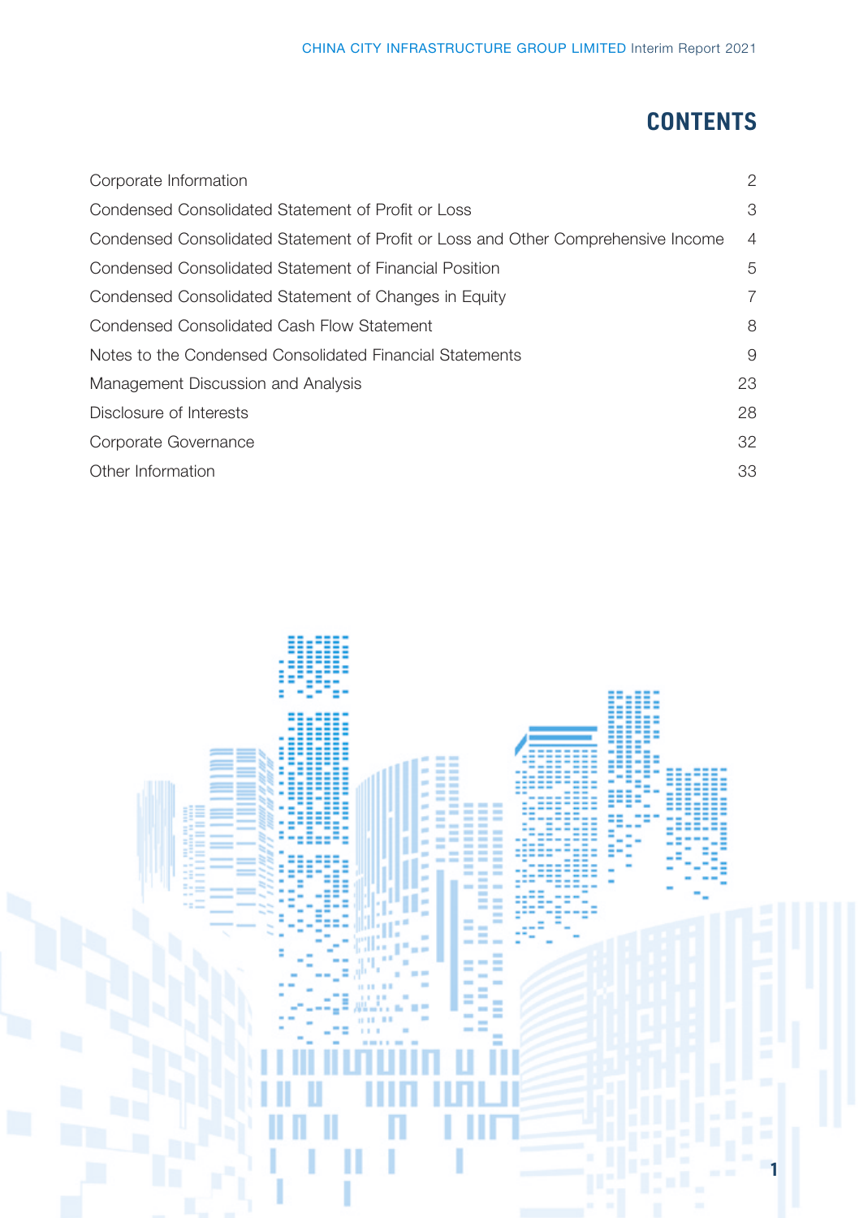# CONTENTS

| | |
|---|---|
| Corporate Information | 2 |
| Condensed Consolidated Statement of Profit or Loss | 3 |
| Condensed Consolidated Statement of Profit or Loss and Other Comprehensive Income | 4 |
| Condensed Consolidated Statement of Financial Position | 5 |
| Condensed Consolidated Statement of Changes in Equity | 7 |
| Condensed Consolidated Cash Flow Statement | 8 |
| Notes to the Condensed Consolidated Financial Statements | 9 |
| Management Discussion and Analysis | 23 |
| Disclosure of Interests | 28 |
| Corporate Governance | 32 |
| Other Information | 33 |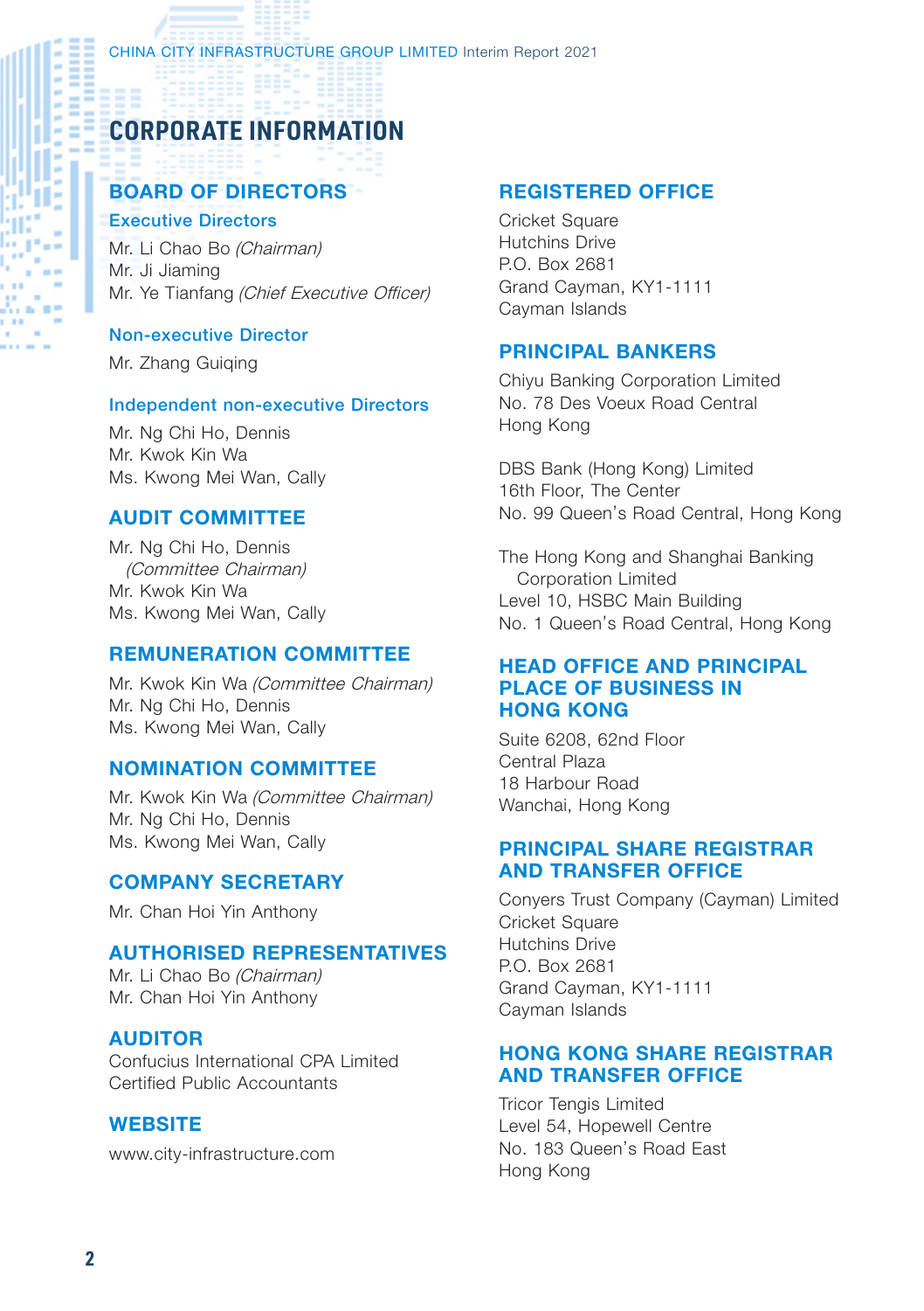# CORPORATE INFORMATION

## BOARD OF DIRECTORS

### Executive Directors

Mr. Li Chao Bo *(Chairman)*
Mr. Ji Jiaming
Mr. Ye Tianfang *(Chief Executive Officer)*

### Non-executive Director

Mr. Zhang Guiqing

### Independent non-executive Directors

Mr. Ng Chi Ho, Dennis
Mr. Kwok Kin Wa
Ms. Kwong Mei Wan, Cally

## AUDIT COMMITTEE

Mr. Ng Chi Ho, Dennis
*(Committee Chairman)*
Mr. Kwok Kin Wa
Ms. Kwong Mei Wan, Cally

## REMUNERATION COMMITTEE

Mr. Kwok Kin Wa *(Committee Chairman)*
Mr. Ng Chi Ho, Dennis
Ms. Kwong Mei Wan, Cally

## NOMINATION COMMITTEE

Mr. Kwok Kin Wa *(Committee Chairman)*
Mr. Ng Chi Ho, Dennis
Ms. Kwong Mei Wan, Cally

## COMPANY SECRETARY

Mr. Chan Hoi Yin Anthony

## AUTHORISED REPRESENTATIVES

Mr. Li Chao Bo *(Chairman)*
Mr. Chan Hoi Yin Anthony

## AUDITOR

Confucius International CPA Limited
Certified Public Accountants

## WEBSITE

www.city-infrastructure.com

## REGISTERED OFFICE

Cricket Square
Hutchins Drive
P.O. Box 2681
Grand Cayman, KY1-1111
Cayman Islands

## PRINCIPAL BANKERS

Chiyu Banking Corporation Limited
No. 78 Des Voeux Road Central
Hong Kong

DBS Bank (Hong Kong) Limited
16th Floor, The Center
No. 99 Queen's Road Central, Hong Kong

The Hong Kong and Shanghai Banking
Corporation Limited
Level 10, HSBC Main Building
No. 1 Queen's Road Central, Hong Kong

## HEAD OFFICE AND PRINCIPAL PLACE OF BUSINESS IN HONG KONG

Suite 6208, 62nd Floor
Central Plaza
18 Harbour Road
Wanchai, Hong Kong

## PRINCIPAL SHARE REGISTRAR AND TRANSFER OFFICE

Conyers Trust Company (Cayman) Limited
Cricket Square
Hutchins Drive
P.O. Box 2681
Grand Cayman, KY1-1111
Cayman Islands

## HONG KONG SHARE REGISTRAR AND TRANSFER OFFICE

Tricor Tengis Limited
Level 54, Hopewell Centre
No. 183 Queen's Road East
Hong Kong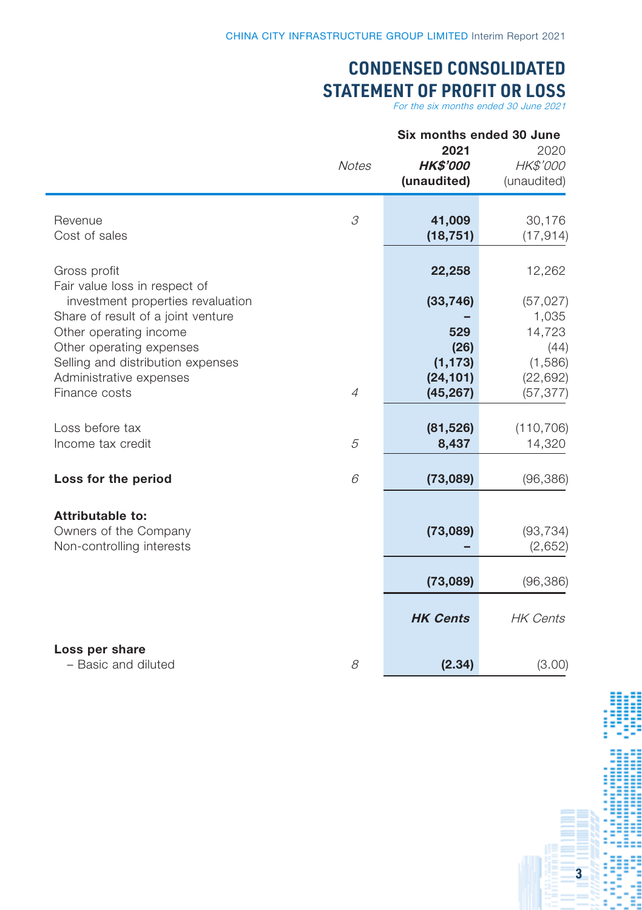# CONDENSED CONSOLIDATED STATEMENT OF PROFIT OR LOSS

*For the six months ended 30 June 2021*

| | Notes | Six months ended 30 June 2021 HK$'000 (unaudited) | 2020 HK$'000 (unaudited) |
|---|---|---|---|
| Revenue | 3 | **41,009** | 30,176 |
| Cost of sales | | **(18,751)** | (17,914) |
| Gross profit | | **22,258** | 12,262 |
| Fair value loss in respect of investment properties revaluation | | **(33,746)** | (57,027) |
| Share of result of a joint venture | | **–** | 1,035 |
| Other operating income | | **529** | 14,723 |
| Other operating expenses | | **(26)** | (44) |
| Selling and distribution expenses | | **(1,173)** | (1,586) |
| Administrative expenses | | **(24,101)** | (22,692) |
| Finance costs | 4 | **(45,267)** | (57,377) |
| Loss before tax | | **(81,526)** | (110,706) |
| Income tax credit | 5 | **8,437** | 14,320 |
| **Loss for the period** | 6 | **(73,089)** | (96,386) |
| **Attributable to:** | | | |
| Owners of the Company | | **(73,089)** | (93,734) |
| Non-controlling interests | | **–** | (2,652) |
| | | **(73,089)** | (96,386) |
| | | ***HK Cents*** | *HK Cents* |
| **Loss per share** | | | |
| – Basic and diluted | 8 | **(2.34)** | (3.00) |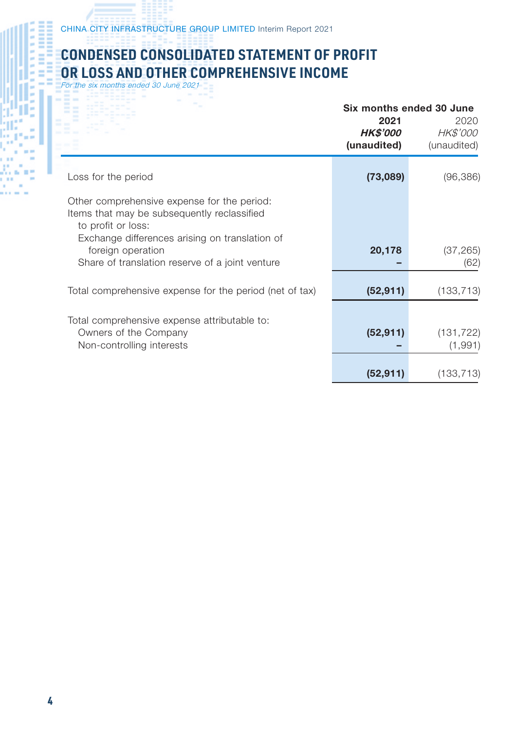# CONDENSED CONSOLIDATED STATEMENT OF PROFIT OR LOSS AND OTHER COMPREHENSIVE INCOME

*For the six months ended 30 June 2021*

| | Six months ended 30 June | |
|---|---|---|
| | **2021** | 2020 |
| | ***HK$'000*** | *HK$'000* |
| | **(unaudited)** | (unaudited) |
| Loss for the period | **(73,089)** | (96,386) |
| Other comprehensive expense for the period: | | |
| Items that may be subsequently reclassified to profit or loss: | | |
| Exchange differences arising on translation of foreign operation | **20,178** | (37,265) |
| Share of translation reserve of a joint venture | **–** | (62) |
| Total comprehensive expense for the period (net of tax) | **(52,911)** | (133,713) |
| Total comprehensive expense attributable to: | | |
| Owners of the Company | **(52,911)** | (131,722) |
| Non-controlling interests | **–** | (1,991) |
| | **(52,911)** | (133,713) |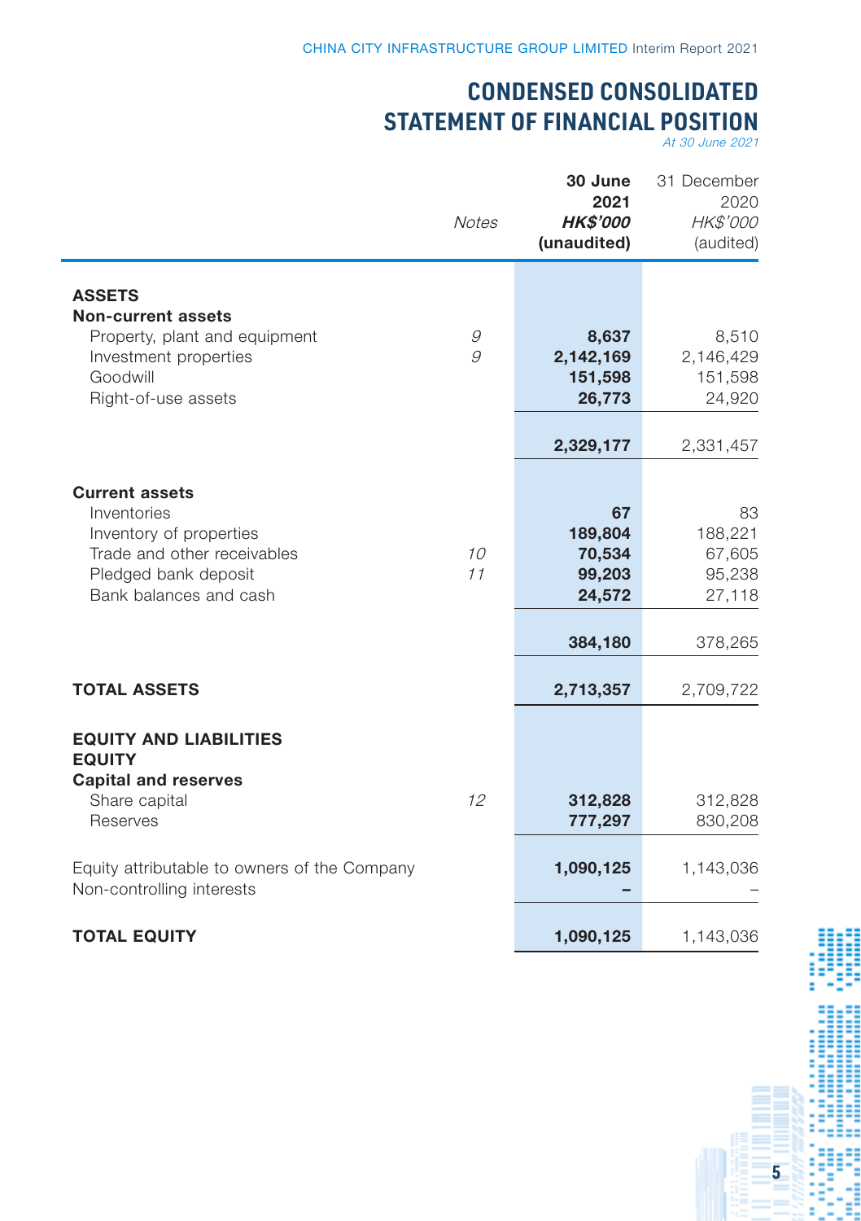# CONDENSED CONSOLIDATED STATEMENT OF FINANCIAL POSITION

*At 30 June 2021*

| | Notes | 30 June 2021 HK$'000 (unaudited) | 31 December 2020 HK$'000 (audited) |
|---|---|---|---|
| **ASSETS** | | | |
| **Non-current assets** | | | |
| Property, plant and equipment | 9 | **8,637** | 8,510 |
| Investment properties | 9 | **2,142,169** | 2,146,429 |
| Goodwill | | **151,598** | 151,598 |
| Right-of-use assets | | **26,773** | 24,920 |
| | | **2,329,177** | 2,331,457 |
| **Current assets** | | | |
| Inventories | | **67** | 83 |
| Inventory of properties | | **189,804** | 188,221 |
| Trade and other receivables | 10 | **70,534** | 67,605 |
| Pledged bank deposit | 11 | **99,203** | 95,238 |
| Bank balances and cash | | **24,572** | 27,118 |
| | | **384,180** | 378,265 |
| **TOTAL ASSETS** | | **2,713,357** | 2,709,722 |
| **EQUITY AND LIABILITIES** | | | |
| **EQUITY** | | | |
| **Capital and reserves** | | | |
| Share capital | 12 | **312,828** | 312,828 |
| Reserves | | **777,297** | 830,208 |
| Equity attributable to owners of the Company | | **1,090,125** | 1,143,036 |
| Non-controlling interests | | **–** | – |
| **TOTAL EQUITY** | | **1,090,125** | 1,143,036 |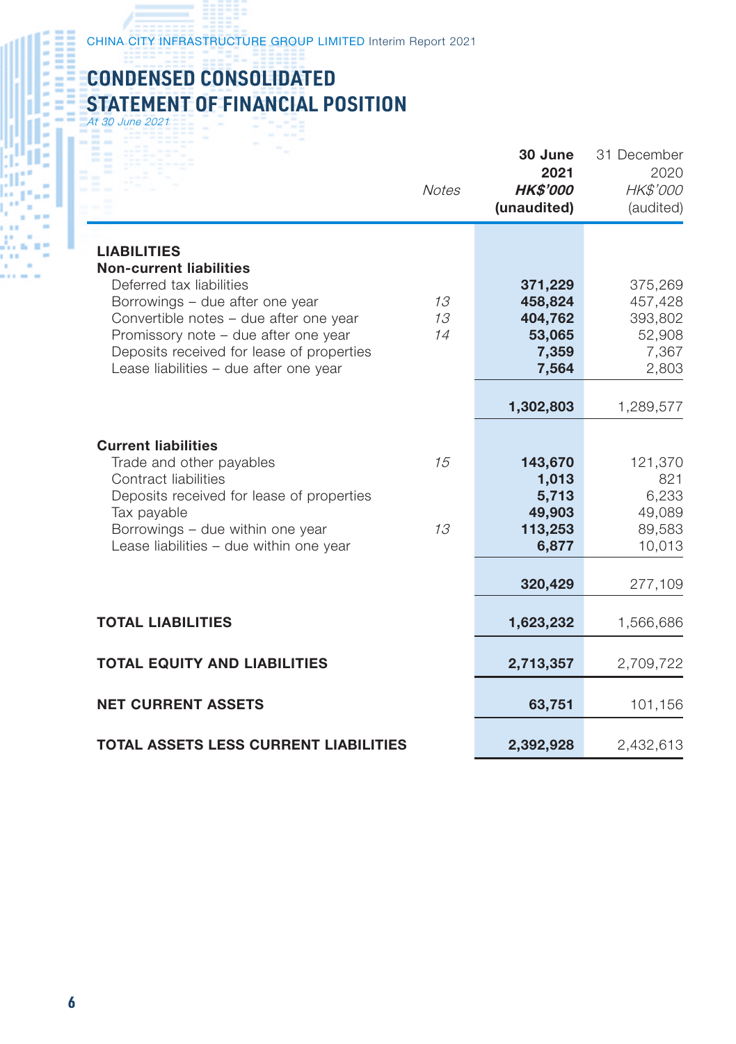# CONDENSED CONSOLIDATED STATEMENT OF FINANCIAL POSITION

*At 30 June 2021*

| | Notes | 30 June 2021 HK$'000 (unaudited) | 31 December 2020 HK$'000 (audited) |
|---|---|---|---|
| **LIABILITIES** | | | |
| **Non-current liabilities** | | | |
| Deferred tax liabilities | | **371,229** | 375,269 |
| Borrowings – due after one year | 13 | **458,824** | 457,428 |
| Convertible notes – due after one year | 13 | **404,762** | 393,802 |
| Promissory note – due after one year | 14 | **53,065** | 52,908 |
| Deposits received for lease of properties | | **7,359** | 7,367 |
| Lease liabilities – due after one year | | **7,564** | 2,803 |
| | | **1,302,803** | 1,289,577 |
| **Current liabilities** | | | |
| Trade and other payables | 15 | **143,670** | 121,370 |
| Contract liabilities | | **1,013** | 821 |
| Deposits received for lease of properties | | **5,713** | 6,233 |
| Tax payable | | **49,903** | 49,089 |
| Borrowings – due within one year | 13 | **113,253** | 89,583 |
| Lease liabilities – due within one year | | **6,877** | 10,013 |
| | | **320,429** | 277,109 |
| **TOTAL LIABILITIES** | | **1,623,232** | 1,566,686 |
| **TOTAL EQUITY AND LIABILITIES** | | **2,713,357** | 2,709,722 |
| **NET CURRENT ASSETS** | | **63,751** | 101,156 |
| **TOTAL ASSETS LESS CURRENT LIABILITIES** | | **2,392,928** | 2,432,613 |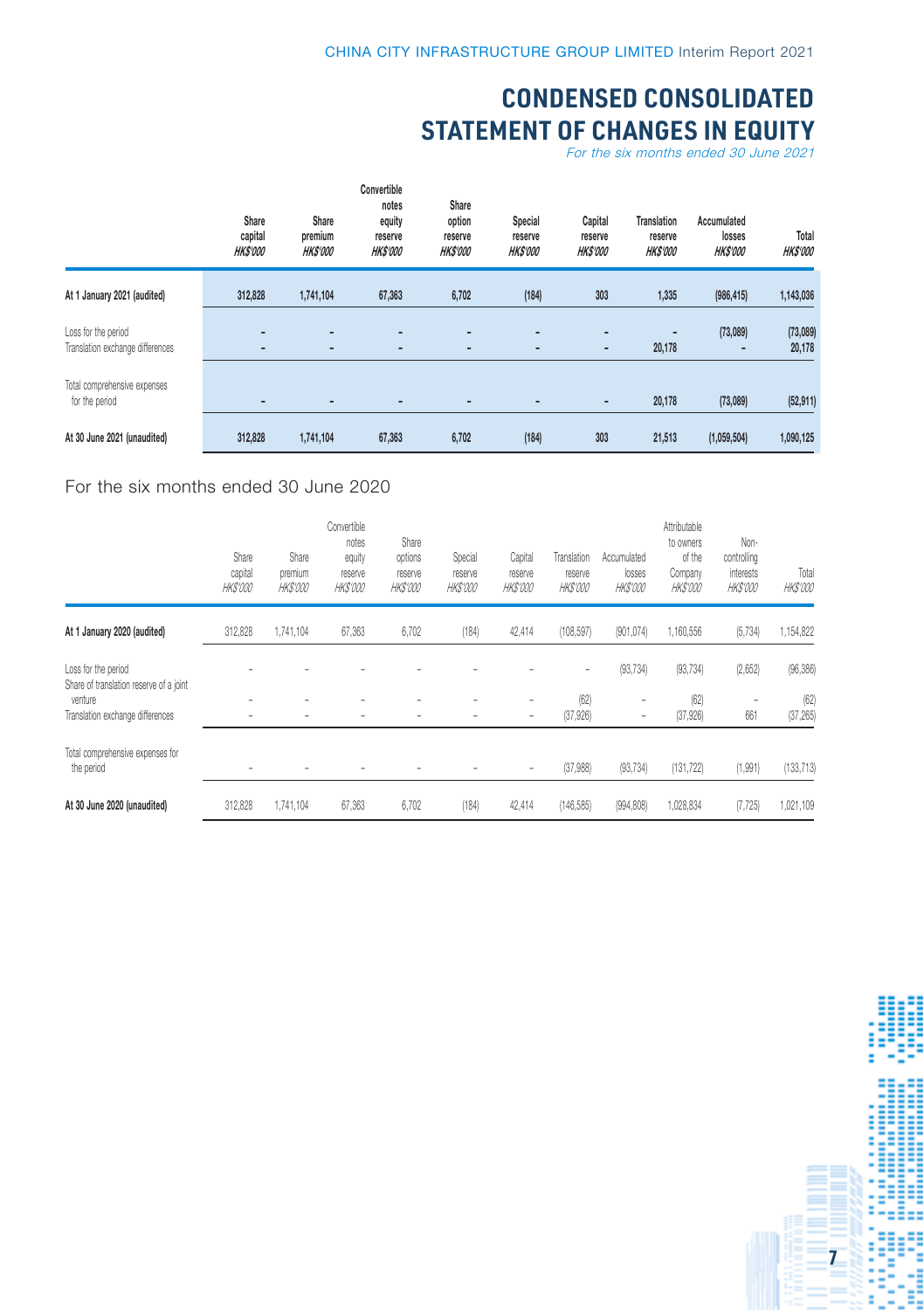# CONDENSED CONSOLIDATED STATEMENT OF CHANGES IN EQUITY

*For the six months ended 30 June 2021*

| | Share capital *HK$'000* | Share premium *HK$'000* | Convertible notes equity reserve *HK$'000* | Share option reserve *HK$'000* | Special reserve *HK$'000* | Capital reserve *HK$'000* | Translation reserve *HK$'000* | Accumulated losses *HK$'000* | Total *HK$'000* |
|---|---|---|---|---|---|---|---|---|---|
| **At 1 January 2021 (audited)** | 312,828 | 1,741,104 | 67,363 | 6,702 | (184) | 303 | 1,335 | (986,415) | 1,143,036 |
| Loss for the period | - | - | - | - | - | - | - | (73,089) | (73,089) |
| Translation exchange differences | - | - | - | - | - | - | 20,178 | - | 20,178 |
| Total comprehensive expenses for the period | - | - | - | - | - | - | 20,178 | (73,089) | (52,911) |
| **At 30 June 2021 (unaudited)** | 312,828 | 1,741,104 | 67,363 | 6,702 | (184) | 303 | 21,513 | (1,059,504) | 1,090,125 |

For the six months ended 30 June 2020

| | Share capital *HK$'000* | Share premium *HK$'000* | Convertible notes equity reserve *HK$'000* | Share options reserve *HK$'000* | Special reserve *HK$'000* | Capital reserve *HK$'000* | Translation reserve *HK$'000* | Accumulated losses *HK$'000* | Attributable to owners of the Company *HK$'000* | Non-controlling interests *HK$'000* | Total *HK$'000* |
|---|---|---|---|---|---|---|---|---|---|---|---|
| **At 1 January 2020 (audited)** | 312,828 | 1,741,104 | 67,363 | 6,702 | (184) | 42,414 | (108,597) | (901,074) | 1,160,556 | (5,734) | 1,154,822 |
| Loss for the period | – | – | – | – | – | – | – | (93,734) | (93,734) | (2,652) | (96,386) |
| Share of translation reserve of a joint venture | – | – | – | – | – | – | (62) | – | (62) | – | (62) |
| Translation exchange differences | – | – | – | – | – | – | (37,926) | – | (37,926) | 661 | (37,265) |
| Total comprehensive expenses for the period | – | – | – | – | – | – | (37,988) | (93,734) | (131,722) | (1,991) | (133,713) |
| **At 30 June 2020 (unaudited)** | 312,828 | 1,741,104 | 67,363 | 6,702 | (184) | 42,414 | (146,585) | (994,808) | 1,028,834 | (7,725) | 1,021,109 |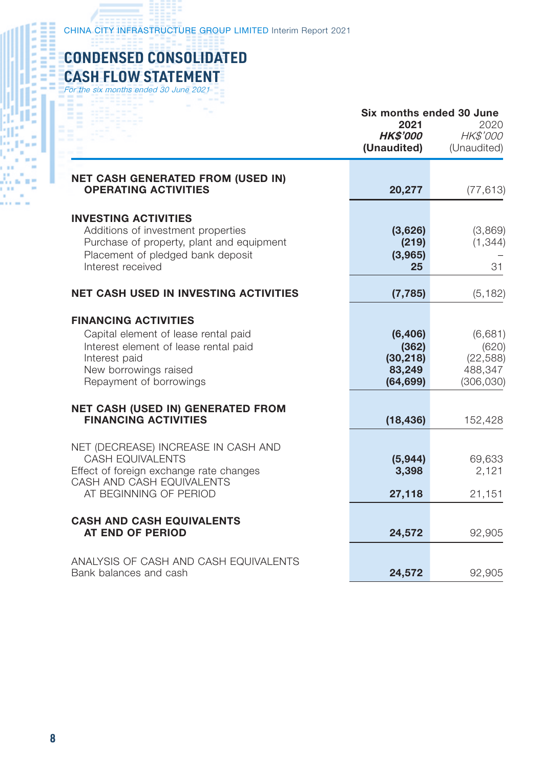# CONDENSED CONSOLIDATED CASH FLOW STATEMENT

*For the six months ended 30 June 2021*

| | Six months ended 30 June | |
|---|---|---|
| | **2021** | 2020 |
| | ***HK$'000*** | *HK$'000* |
| | **(Unaudited)** | (Unaudited) |
| **NET CASH GENERATED FROM (USED IN) OPERATING ACTIVITIES** | **20,277** | (77,613) |
| **INVESTING ACTIVITIES** | | |
| Additions of investment properties | **(3,626)** | (3,869) |
| Purchase of property, plant and equipment | **(219)** | (1,344) |
| Placement of pledged bank deposit | **(3,965)** | – |
| Interest received | **25** | 31 |
| **NET CASH USED IN INVESTING ACTIVITIES** | **(7,785)** | (5,182) |
| **FINANCING ACTIVITIES** | | |
| Capital element of lease rental paid | **(6,406)** | (6,681) |
| Interest element of lease rental paid | **(362)** | (620) |
| Interest paid | **(30,218)** | (22,588) |
| New borrowings raised | **83,249** | 488,347 |
| Repayment of borrowings | **(64,699)** | (306,030) |
| **NET CASH (USED IN) GENERATED FROM FINANCING ACTIVITIES** | **(18,436)** | 152,428 |
| NET (DECREASE) INCREASE IN CASH AND CASH EQUIVALENTS | **(5,944)** | 69,633 |
| Effect of foreign exchange rate changes | **3,398** | 2,121 |
| CASH AND CASH EQUIVALENTS AT BEGINNING OF PERIOD | **27,118** | 21,151 |
| **CASH AND CASH EQUIVALENTS AT END OF PERIOD** | **24,572** | 92,905 |
| ANALYSIS OF CASH AND CASH EQUIVALENTS | | |
| Bank balances and cash | **24,572** | 92,905 |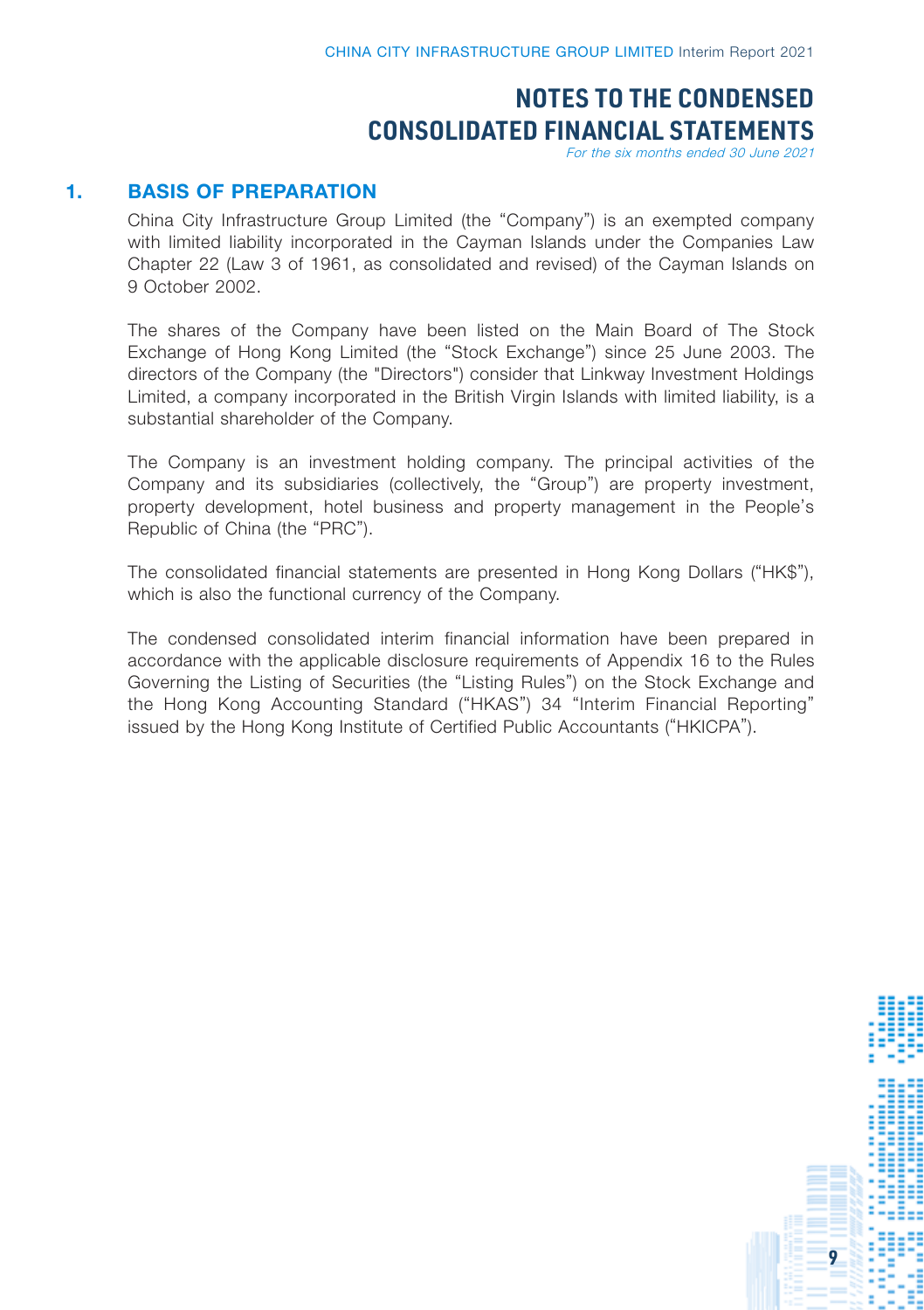# NOTES TO THE CONDENSED CONSOLIDATED FINANCIAL STATEMENTS

*For the six months ended 30 June 2021*

## 1. BASIS OF PREPARATION

China City Infrastructure Group Limited (the "Company") is an exempted company with limited liability incorporated in the Cayman Islands under the Companies Law Chapter 22 (Law 3 of 1961, as consolidated and revised) of the Cayman Islands on 9 October 2002.

The shares of the Company have been listed on the Main Board of The Stock Exchange of Hong Kong Limited (the "Stock Exchange") since 25 June 2003. The directors of the Company (the "Directors") consider that Linkway Investment Holdings Limited, a company incorporated in the British Virgin Islands with limited liability, is a substantial shareholder of the Company.

The Company is an investment holding company. The principal activities of the Company and its subsidiaries (collectively, the "Group") are property investment, property development, hotel business and property management in the People's Republic of China (the "PRC").

The consolidated financial statements are presented in Hong Kong Dollars ("HK$"), which is also the functional currency of the Company.

The condensed consolidated interim financial information have been prepared in accordance with the applicable disclosure requirements of Appendix 16 to the Rules Governing the Listing of Securities (the "Listing Rules") on the Stock Exchange and the Hong Kong Accounting Standard ("HKAS") 34 "Interim Financial Reporting" issued by the Hong Kong Institute of Certified Public Accountants ("HKICPA").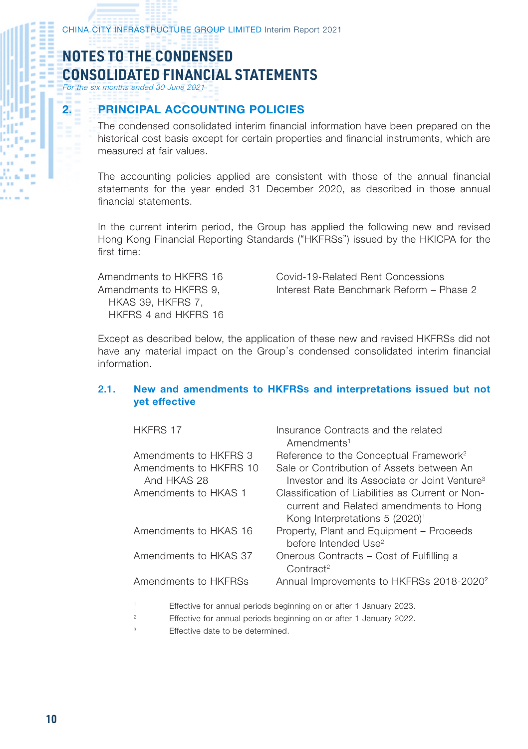# NOTES TO THE CONDENSED CONSOLIDATED FINANCIAL STATEMENTS

*For the six months ended 30 June 2021*

## 2. PRINCIPAL ACCOUNTING POLICIES

The condensed consolidated interim financial information have been prepared on the historical cost basis except for certain properties and financial instruments, which are measured at fair values.

The accounting policies applied are consistent with those of the annual financial statements for the year ended 31 December 2020, as described in those annual financial statements.

In the current interim period, the Group has applied the following new and revised Hong Kong Financial Reporting Standards ("HKFRSs") issued by the HKICPA for the first time:

| | |
|---|---|
| Amendments to HKFRS 16 | Covid-19-Related Rent Concessions |
| Amendments to HKFRS 9, HKAS 39, HKFRS 7, HKFRS 4 and HKFRS 16 | Interest Rate Benchmark Reform – Phase 2 |

Except as described below, the application of these new and revised HKFRSs did not have any material impact on the Group's condensed consolidated interim financial information.

### 2.1. New and amendments to HKFRSs and interpretations issued but not yet effective

| | |
|---|---|
| HKFRS 17 | Insurance Contracts and the related Amendments[1] |
| Amendments to HKFRS 3 | Reference to the Conceptual Framework[2] |
| Amendments to HKFRS 10 And HKAS 28 | Sale or Contribution of Assets between An Investor and its Associate or Joint Venture[3] |
| Amendments to HKAS 1 | Classification of Liabilities as Current or Non-current and Related amendments to Hong Kong Interpretations 5 (2020)[1] |
| Amendments to HKAS 16 | Property, Plant and Equipment – Proceeds before Intended Use[2] |
| Amendments to HKAS 37 | Onerous Contracts – Cost of Fulfilling a Contract[2] |
| Amendments to HKFRSs | Annual Improvements to HKFRSs 2018-2020[2] |

[1] Effective for annual periods beginning on or after 1 January 2023.

[2] Effective for annual periods beginning on or after 1 January 2022.

[3] Effective date to be determined.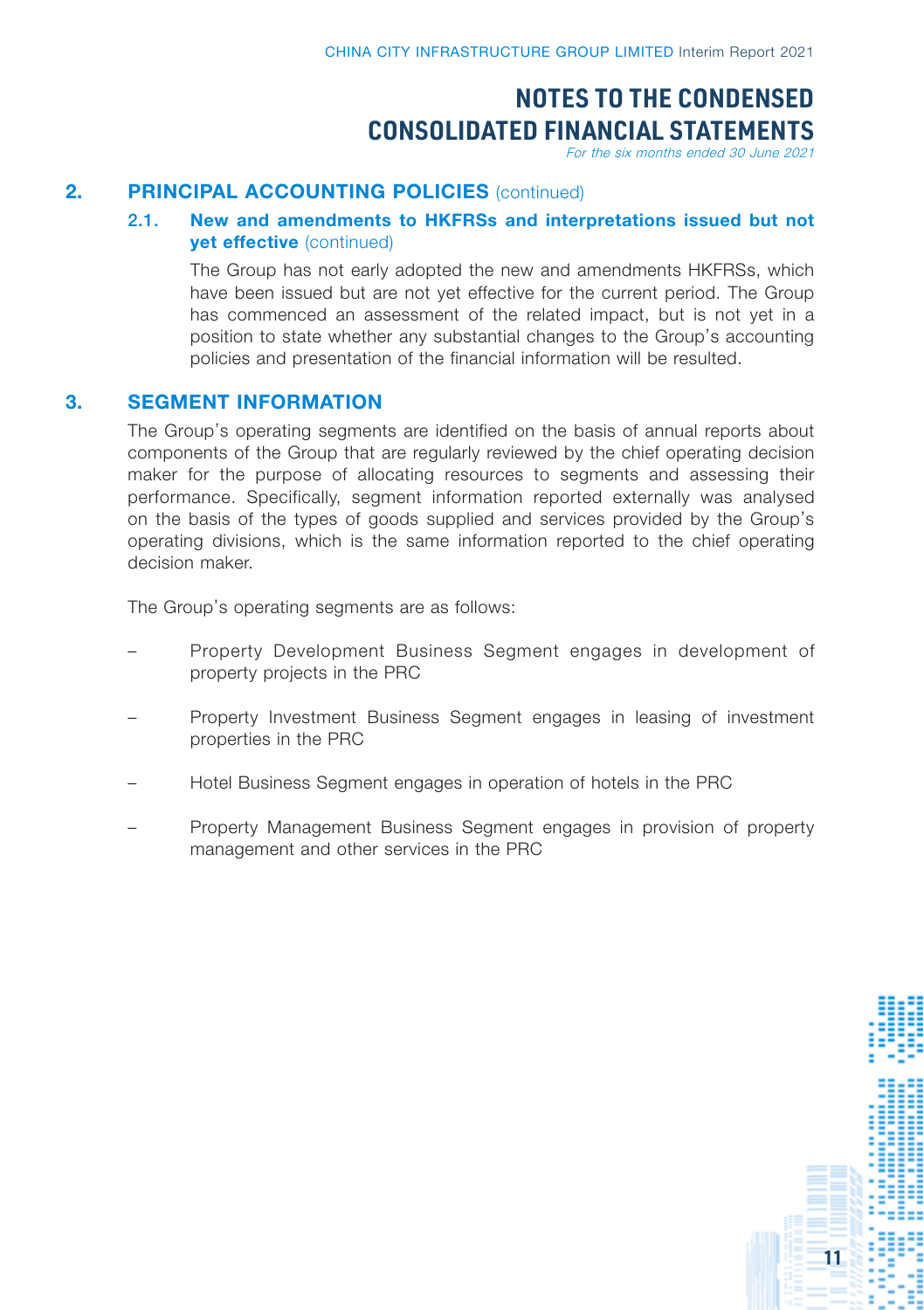# NOTES TO THE CONDENSED CONSOLIDATED FINANCIAL STATEMENTS

*For the six months ended 30 June 2021*

## 2. PRINCIPAL ACCOUNTING POLICIES (continued)

### 2.1. New and amendments to HKFRSs and interpretations issued but not yet effective (continued)

The Group has not early adopted the new and amendments HKFRSs, which have been issued but are not yet effective for the current period. The Group has commenced an assessment of the related impact, but is not yet in a position to state whether any substantial changes to the Group's accounting policies and presentation of the financial information will be resulted.

## 3. SEGMENT INFORMATION

The Group's operating segments are identified on the basis of annual reports about components of the Group that are regularly reviewed by the chief operating decision maker for the purpose of allocating resources to segments and assessing their performance. Specifically, segment information reported externally was analysed on the basis of the types of goods supplied and services provided by the Group's operating divisions, which is the same information reported to the chief operating decision maker.

The Group's operating segments are as follows:

- Property Development Business Segment engages in development of property projects in the PRC
- Property Investment Business Segment engages in leasing of investment properties in the PRC
- Hotel Business Segment engages in operation of hotels in the PRC
- Property Management Business Segment engages in provision of property management and other services in the PRC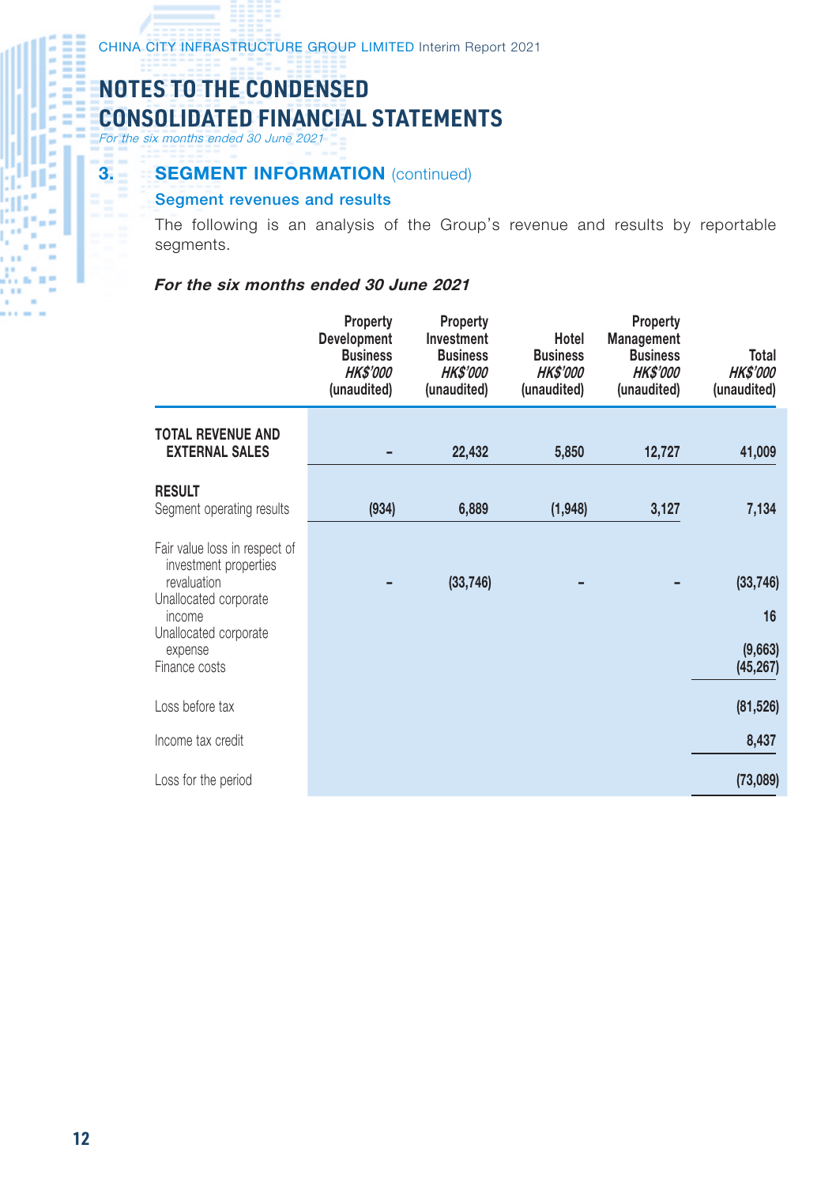# NOTES TO THE CONDENSED CONSOLIDATED FINANCIAL STATEMENTS

*For the six months ended 30 June 2021*

## 3. SEGMENT INFORMATION (continued)

### Segment revenues and results

The following is an analysis of the Group's revenue and results by reportable segments.

***For the six months ended 30 June 2021***

| | Property Development Business *HK$'000* (unaudited) | Property Investment Business *HK$'000* (unaudited) | Hotel Business *HK$'000* (unaudited) | Property Management Business *HK$'000* (unaudited) | Total *HK$'000* (unaudited) |
|---|---|---|---|---|---|
| **TOTAL REVENUE AND EXTERNAL SALES** | – | 22,432 | 5,850 | 12,727 | 41,009 |
| **RESULT** | | | | | |
| Segment operating results | (934) | 6,889 | (1,948) | 3,127 | 7,134 |
| Fair value loss in respect of investment properties revaluation | – | (33,746) | – | – | (33,746) |
| Unallocated corporate income | | | | | 16 |
| Unallocated corporate expense | | | | | (9,663) |
| Finance costs | | | | | (45,267) |
| Loss before tax | | | | | (81,526) |
| Income tax credit | | | | | 8,437 |
| Loss for the period | | | | | (73,089) |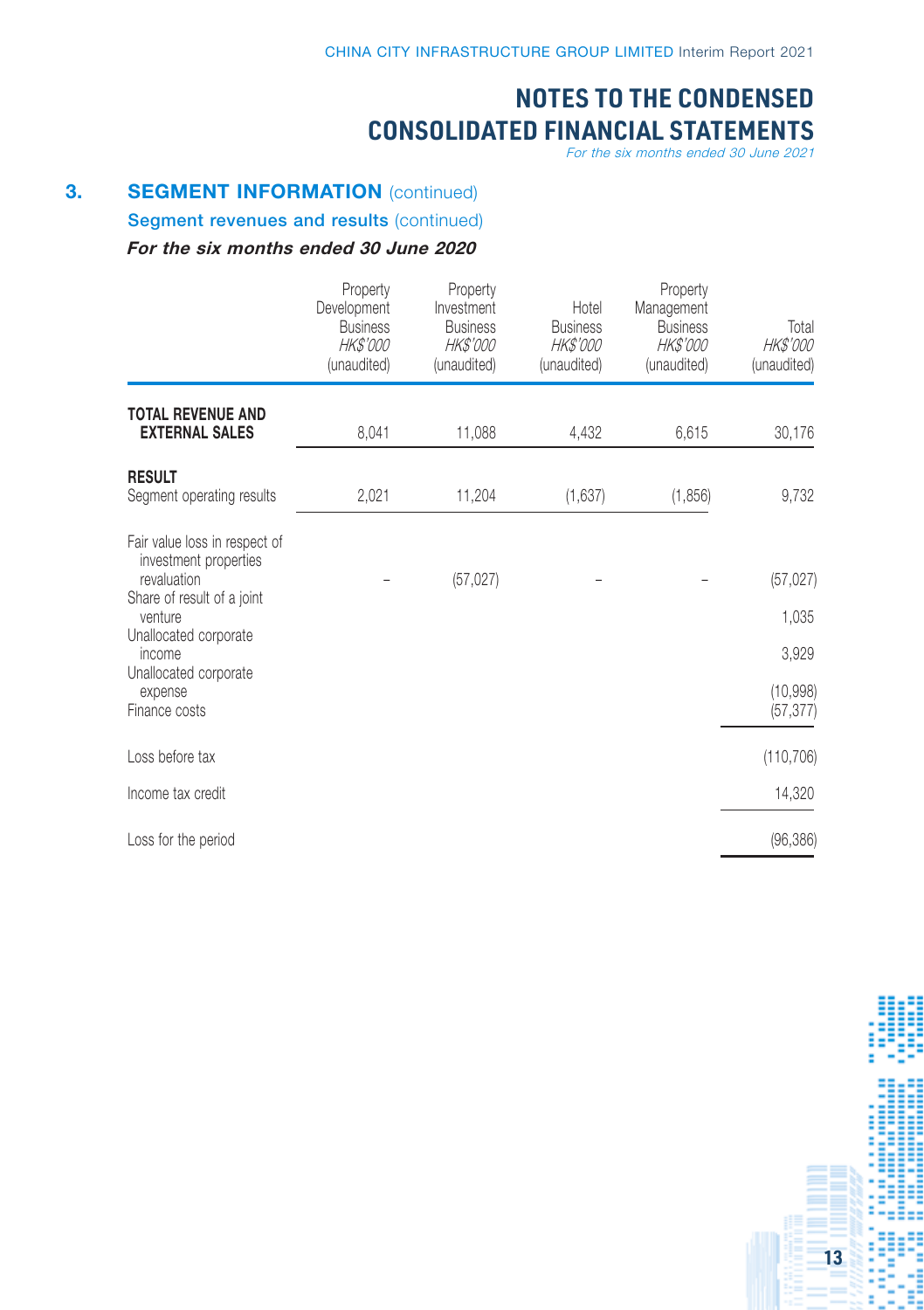# NOTES TO THE CONDENSED CONSOLIDATED FINANCIAL STATEMENTS

*For the six months ended 30 June 2021*

## 3. SEGMENT INFORMATION (continued)

### Segment revenues and results (continued)

***For the six months ended 30 June 2020***

| | Property Development Business *HK$'000* (unaudited) | Property Investment Business *HK$'000* (unaudited) | Hotel Business *HK$'000* (unaudited) | Property Management Business *HK$'000* (unaudited) | Total *HK$'000* (unaudited) |
|---|---|---|---|---|---|
| **TOTAL REVENUE AND EXTERNAL SALES** | 8,041 | 11,088 | 4,432 | 6,615 | 30,176 |
| **RESULT** | | | | | |
| Segment operating results | 2,021 | 11,204 | (1,637) | (1,856) | 9,732 |
| Fair value loss in respect of investment properties revaluation | – | (57,027) | – | – | (57,027) |
| Share of result of a joint venture | | | | | 1,035 |
| Unallocated corporate income | | | | | 3,929 |
| Unallocated corporate expense | | | | | (10,998) |
| Finance costs | | | | | (57,377) |
| Loss before tax | | | | | (110,706) |
| Income tax credit | | | | | 14,320 |
| Loss for the period | | | | | (96,386) |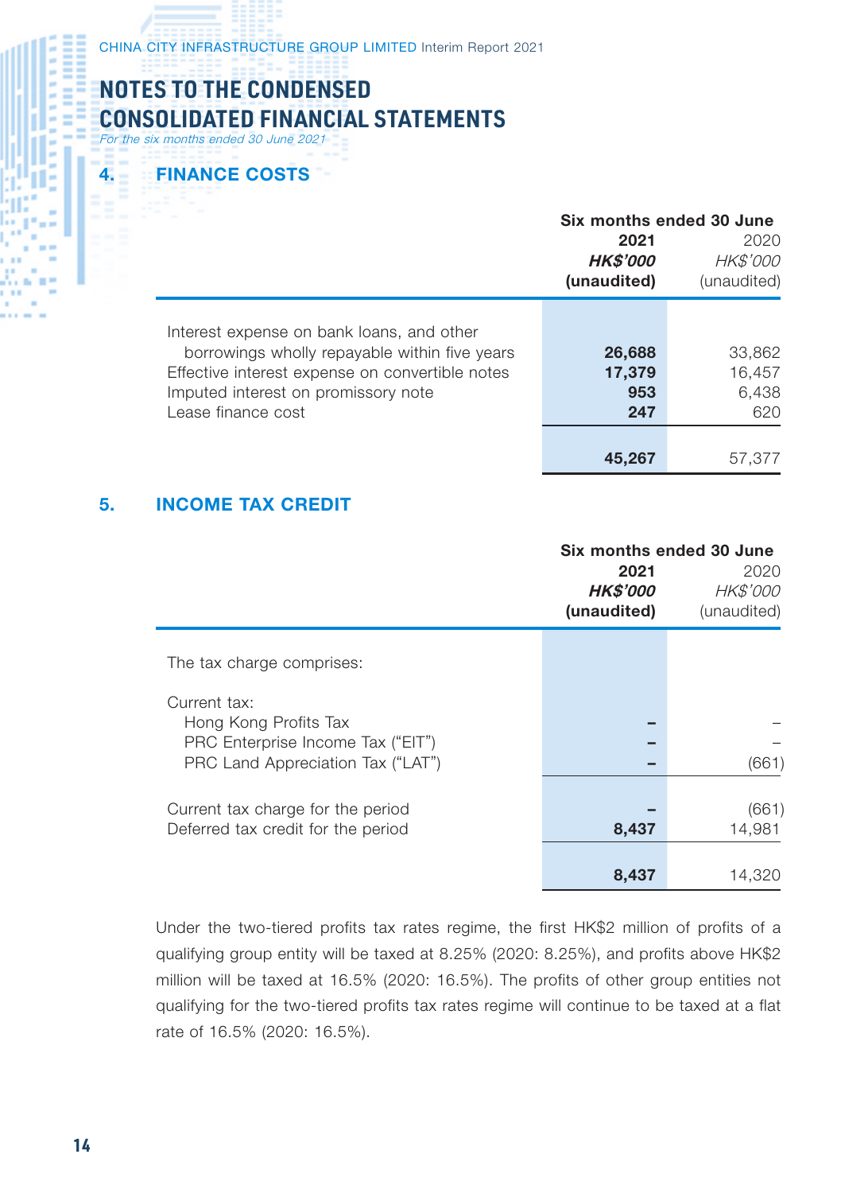# NOTES TO THE CONDENSED CONSOLIDATED FINANCIAL STATEMENTS

*For the six months ended 30 June 2021*

## 4. FINANCE COSTS

| | Six months ended 30 June | |
|---|---|---|
| | **2021** | 2020 |
| | ***HK$'000*** | *HK$'000* |
| | **(unaudited)** | (unaudited) |
| Interest expense on bank loans, and other borrowings wholly repayable within five years | **26,688** | 33,862 |
| Effective interest expense on convertible notes | **17,379** | 16,457 |
| Imputed interest on promissory note | **953** | 6,438 |
| Lease finance cost | **247** | 620 |
| | **45,267** | 57,377 |

## 5. INCOME TAX CREDIT

| | Six months ended 30 June | |
|---|---|---|
| | **2021** | 2020 |
| | ***HK$'000*** | *HK$'000* |
| | **(unaudited)** | (unaudited) |
| The tax charge comprises: | | |
| Current tax: | | |
| Hong Kong Profits Tax | **–** | – |
| PRC Enterprise Income Tax ("EIT") | **–** | – |
| PRC Land Appreciation Tax ("LAT") | **–** | (661) |
| Current tax charge for the period | **–** | (661) |
| Deferred tax credit for the period | **8,437** | 14,981 |
| | **8,437** | 14,320 |

Under the two-tiered profits tax rates regime, the first HK$2 million of profits of a qualifying group entity will be taxed at 8.25% (2020: 8.25%), and profits above HK$2 million will be taxed at 16.5% (2020: 16.5%). The profits of other group entities not qualifying for the two-tiered profits tax rates regime will continue to be taxed at a flat rate of 16.5% (2020: 16.5%).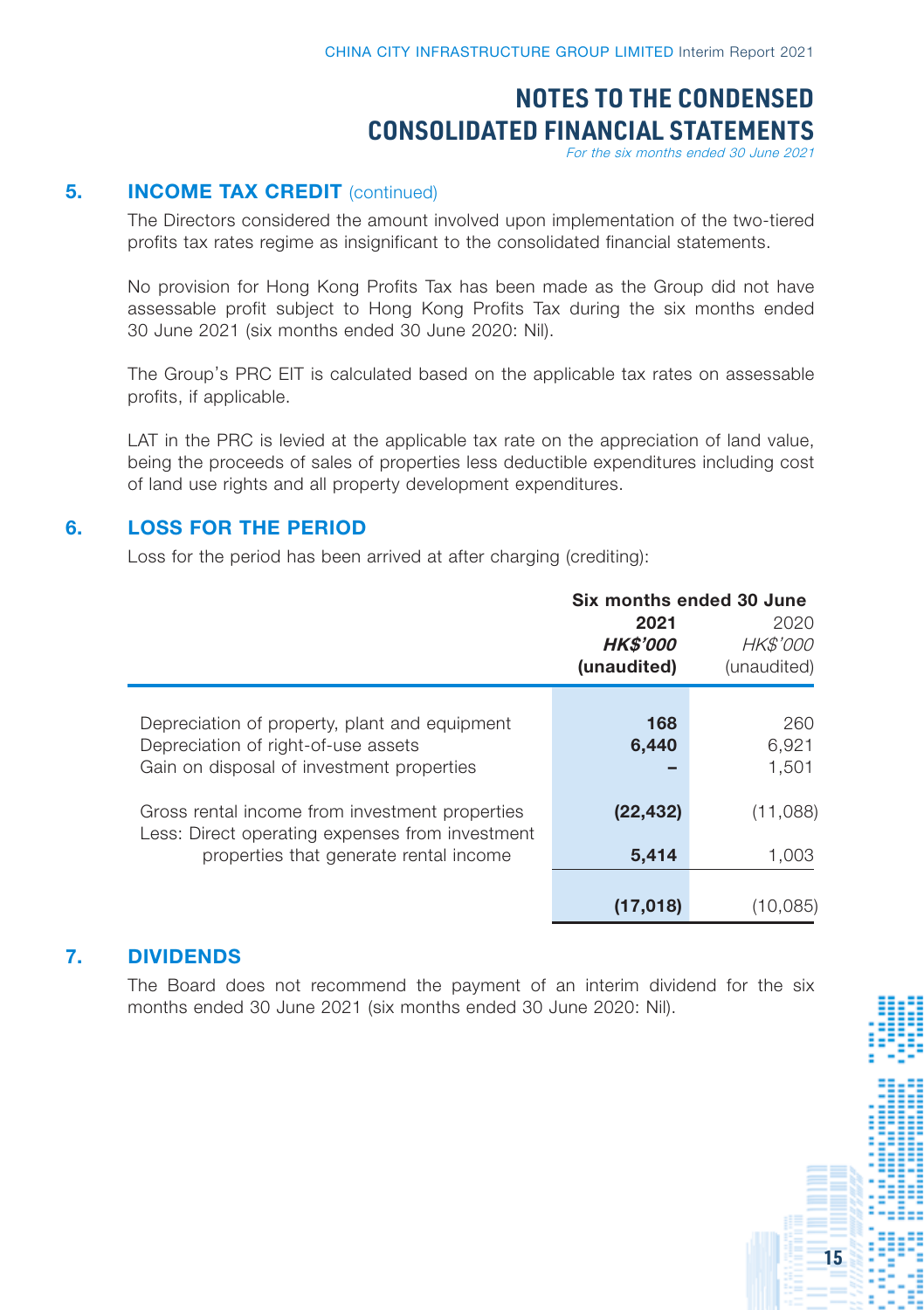# NOTES TO THE CONDENSED CONSOLIDATED FINANCIAL STATEMENTS

*For the six months ended 30 June 2021*

## 5. INCOME TAX CREDIT (continued)

The Directors considered the amount involved upon implementation of the two-tiered profits tax rates regime as insignificant to the consolidated financial statements.

No provision for Hong Kong Profits Tax has been made as the Group did not have assessable profit subject to Hong Kong Profits Tax during the six months ended 30 June 2021 (six months ended 30 June 2020: Nil).

The Group's PRC EIT is calculated based on the applicable tax rates on assessable profits, if applicable.

LAT in the PRC is levied at the applicable tax rate on the appreciation of land value, being the proceeds of sales of properties less deductible expenditures including cost of land use rights and all property development expenditures.

## 6. LOSS FOR THE PERIOD

Loss for the period has been arrived at after charging (crediting):

| | Six months ended 30 June | |
|---|---|---|
| | **2021** | 2020 |
| | ***HK$'000*** | *HK$'000* |
| | **(unaudited)** | (unaudited) |
| Depreciation of property, plant and equipment | **168** | 260 |
| Depreciation of right-of-use assets | **6,440** | 6,921 |
| Gain on disposal of investment properties | **–** | 1,501 |
| Gross rental income from investment properties | **(22,432)** | (11,088) |
| Less: Direct operating expenses from investment properties that generate rental income | **5,414** | 1,003 |
| | **(17,018)** | (10,085) |

## 7. DIVIDENDS

The Board does not recommend the payment of an interim dividend for the six months ended 30 June 2021 (six months ended 30 June 2020: Nil).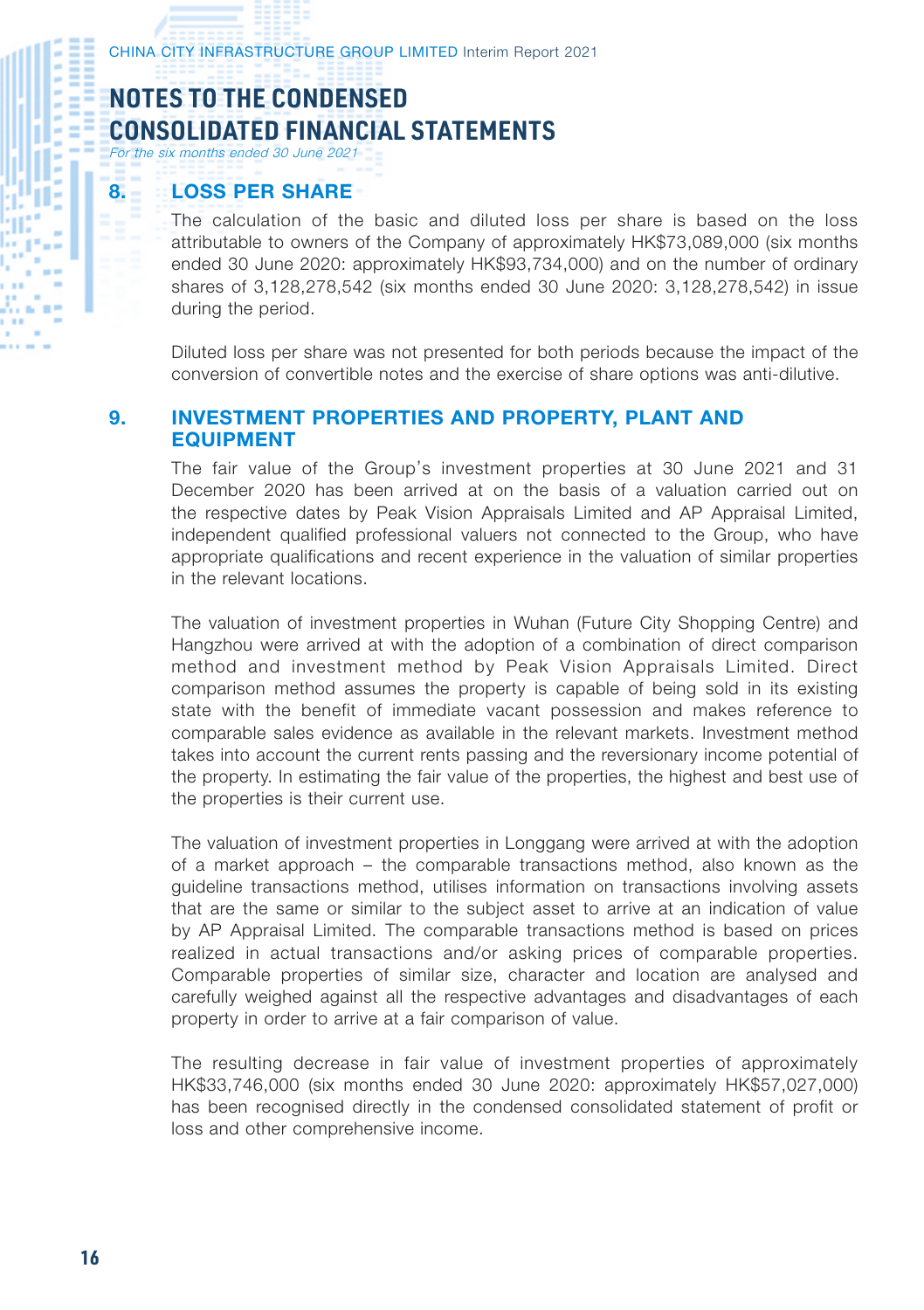# NOTES TO THE CONDENSED CONSOLIDATED FINANCIAL STATEMENTS

*For the six months ended 30 June 2021*

## 8. LOSS PER SHARE

The calculation of the basic and diluted loss per share is based on the loss attributable to owners of the Company of approximately HK$73,089,000 (six months ended 30 June 2020: approximately HK$93,734,000) and on the number of ordinary shares of 3,128,278,542 (six months ended 30 June 2020: 3,128,278,542) in issue during the period.

Diluted loss per share was not presented for both periods because the impact of the conversion of convertible notes and the exercise of share options was anti-dilutive.

## 9. INVESTMENT PROPERTIES AND PROPERTY, PLANT AND EQUIPMENT

The fair value of the Group's investment properties at 30 June 2021 and 31 December 2020 has been arrived at on the basis of a valuation carried out on the respective dates by Peak Vision Appraisals Limited and AP Appraisal Limited, independent qualified professional valuers not connected to the Group, who have appropriate qualifications and recent experience in the valuation of similar properties in the relevant locations.

The valuation of investment properties in Wuhan (Future City Shopping Centre) and Hangzhou were arrived at with the adoption of a combination of direct comparison method and investment method by Peak Vision Appraisals Limited. Direct comparison method assumes the property is capable of being sold in its existing state with the benefit of immediate vacant possession and makes reference to comparable sales evidence as available in the relevant markets. Investment method takes into account the current rents passing and the reversionary income potential of the property. In estimating the fair value of the properties, the highest and best use of the properties is their current use.

The valuation of investment properties in Longgang were arrived at with the adoption of a market approach – the comparable transactions method, also known as the guideline transactions method, utilises information on transactions involving assets that are the same or similar to the subject asset to arrive at an indication of value by AP Appraisal Limited. The comparable transactions method is based on prices realized in actual transactions and/or asking prices of comparable properties. Comparable properties of similar size, character and location are analysed and carefully weighed against all the respective advantages and disadvantages of each property in order to arrive at a fair comparison of value.

The resulting decrease in fair value of investment properties of approximately HK$33,746,000 (six months ended 30 June 2020: approximately HK$57,027,000) has been recognised directly in the condensed consolidated statement of profit or loss and other comprehensive income.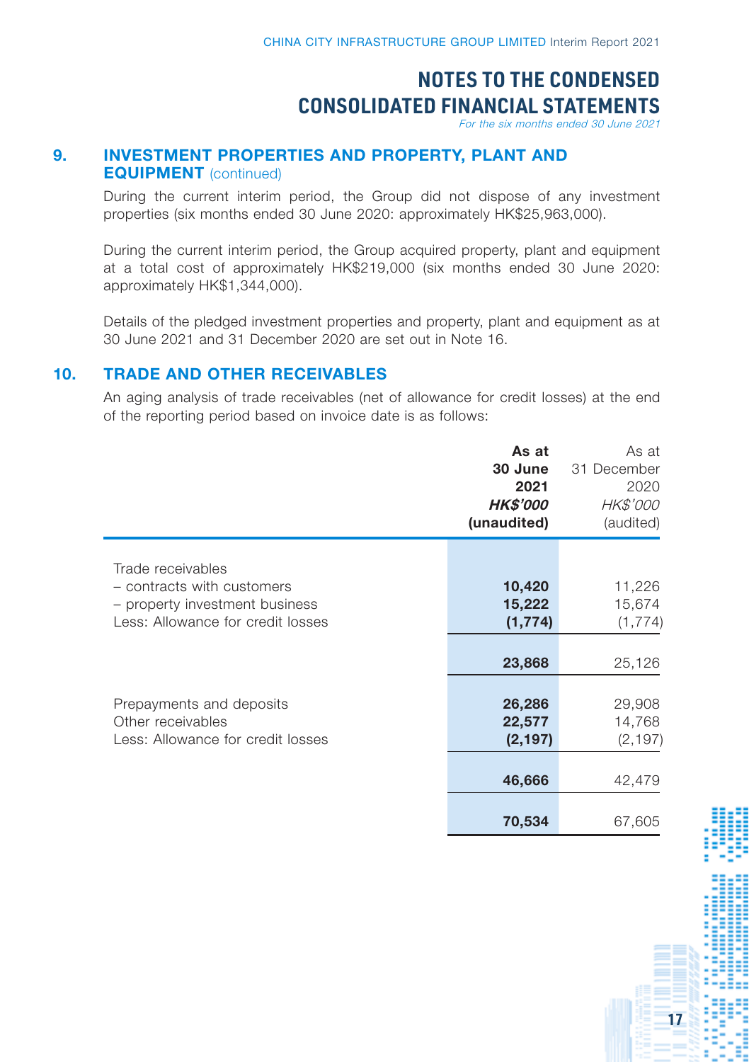# NOTES TO THE CONDENSED CONSOLIDATED FINANCIAL STATEMENTS

*For the six months ended 30 June 2021*

## 9. INVESTMENT PROPERTIES AND PROPERTY, PLANT AND EQUIPMENT (continued)

During the current interim period, the Group did not dispose of any investment properties (six months ended 30 June 2020: approximately HK$25,963,000).

During the current interim period, the Group acquired property, plant and equipment at a total cost of approximately HK$219,000 (six months ended 30 June 2020: approximately HK$1,344,000).

Details of the pledged investment properties and property, plant and equipment as at 30 June 2021 and 31 December 2020 are set out in Note 16.

## 10. TRADE AND OTHER RECEIVABLES

An aging analysis of trade receivables (net of allowance for credit losses) at the end of the reporting period based on invoice date is as follows:

| | **As at 30 June 2021** ***HK$'000*** **(unaudited)** | As at 31 December 2020 *HK$'000* (audited) |
|---|---|---|
| Trade receivables | | |
| – contracts with customers | **10,420** | 11,226 |
| – property investment business | **15,222** | 15,674 |
| Less: Allowance for credit losses | **(1,774)** | (1,774) |
| | **23,868** | 25,126 |
| Prepayments and deposits | **26,286** | 29,908 |
| Other receivables | **22,577** | 14,768 |
| Less: Allowance for credit losses | **(2,197)** | (2,197) |
| | **46,666** | 42,479 |
| | **70,534** | 67,605 |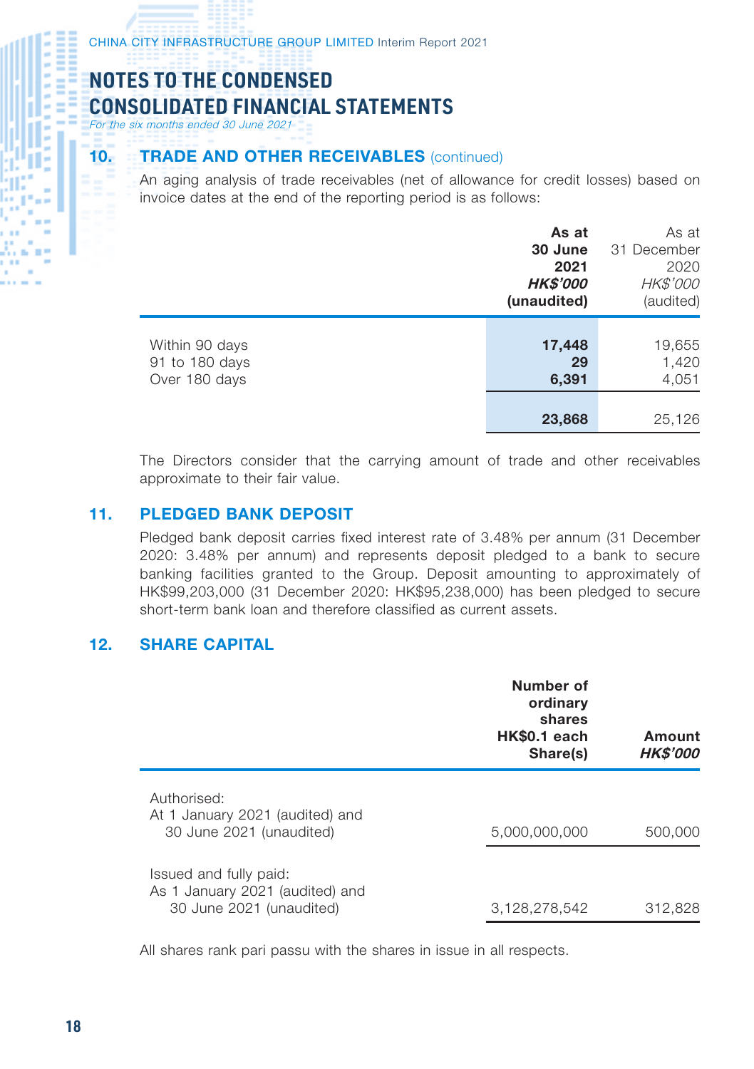# NOTES TO THE CONDENSED CONSOLIDATED FINANCIAL STATEMENTS

*For the six months ended 30 June 2021*

## 10. TRADE AND OTHER RECEIVABLES (continued)

An aging analysis of trade receivables (net of allowance for credit losses) based on invoice dates at the end of the reporting period is as follows:

| | **As at 30 June 2021** ***HK$'000*** **(unaudited)** | As at 31 December 2020 *HK$'000* (audited) |
|---|---|---|
| Within 90 days | **17,448** | 19,655 |
| 91 to 180 days | **29** | 1,420 |
| Over 180 days | **6,391** | 4,051 |
| | **23,868** | 25,126 |

The Directors consider that the carrying amount of trade and other receivables approximate to their fair value.

## 11. PLEDGED BANK DEPOSIT

Pledged bank deposit carries fixed interest rate of 3.48% per annum (31 December 2020: 3.48% per annum) and represents deposit pledged to a bank to secure banking facilities granted to the Group. Deposit amounting to approximately of HK$99,203,000 (31 December 2020: HK$95,238,000) has been pledged to secure short-term bank loan and therefore classified as current assets.

## 12. SHARE CAPITAL

| | **Number of ordinary shares HK$0.1 each Share(s)** | **Amount** ***HK$'000*** |
|---|---|---|
| Authorised: | | |
| At 1 January 2021 (audited) and 30 June 2021 (unaudited) | 5,000,000,000 | 500,000 |
| Issued and fully paid: | | |
| As 1 January 2021 (audited) and 30 June 2021 (unaudited) | 3,128,278,542 | 312,828 |

All shares rank pari passu with the shares in issue in all respects.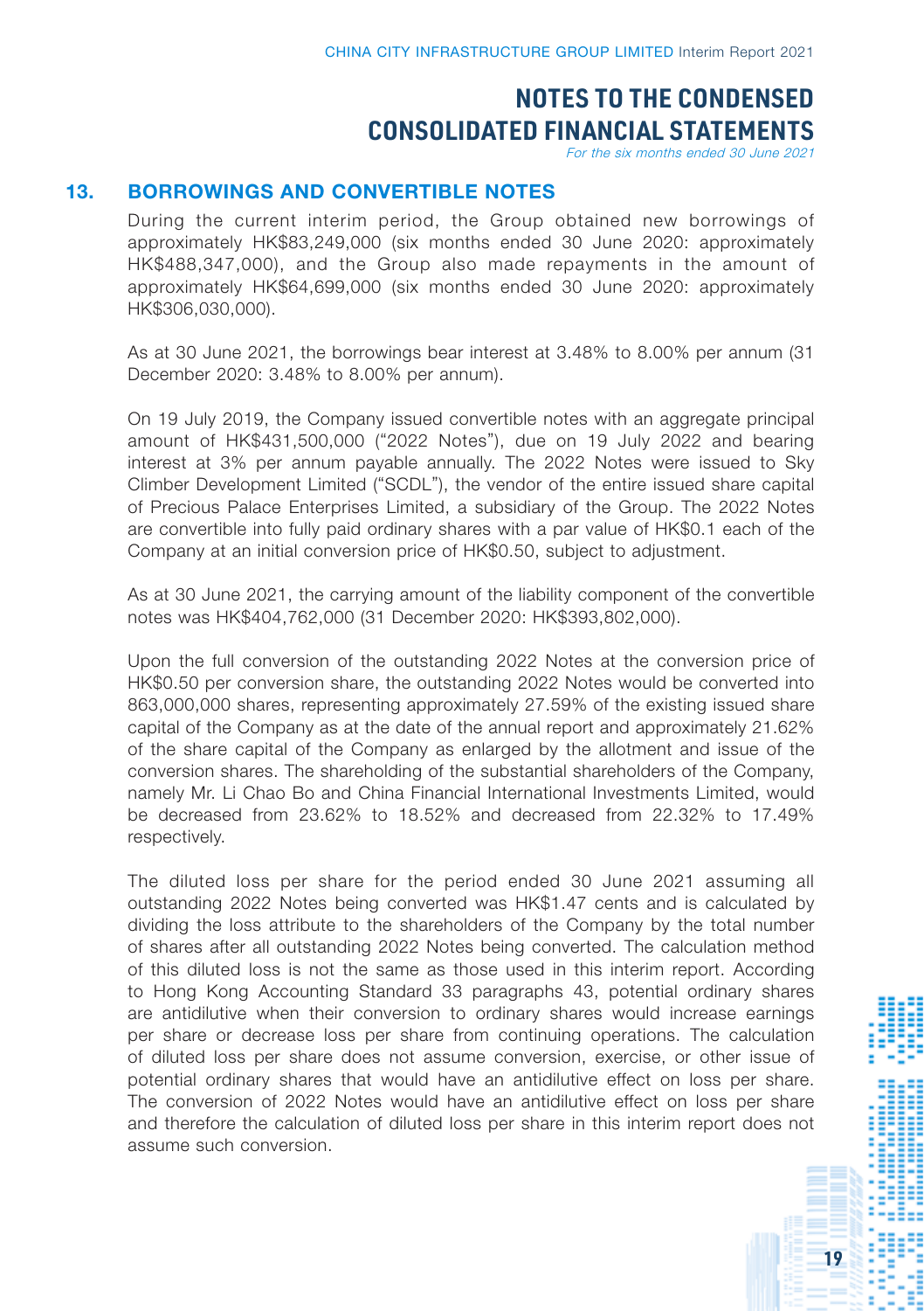# NOTES TO THE CONDENSED CONSOLIDATED FINANCIAL STATEMENTS

*For the six months ended 30 June 2021*

## 13. BORROWINGS AND CONVERTIBLE NOTES

During the current interim period, the Group obtained new borrowings of approximately HK$83,249,000 (six months ended 30 June 2020: approximately HK$488,347,000), and the Group also made repayments in the amount of approximately HK$64,699,000 (six months ended 30 June 2020: approximately HK$306,030,000).

As at 30 June 2021, the borrowings bear interest at 3.48% to 8.00% per annum (31 December 2020: 3.48% to 8.00% per annum).

On 19 July 2019, the Company issued convertible notes with an aggregate principal amount of HK$431,500,000 ("2022 Notes"), due on 19 July 2022 and bearing interest at 3% per annum payable annually. The 2022 Notes were issued to Sky Climber Development Limited ("SCDL"), the vendor of the entire issued share capital of Precious Palace Enterprises Limited, a subsidiary of the Group. The 2022 Notes are convertible into fully paid ordinary shares with a par value of HK$0.1 each of the Company at an initial conversion price of HK$0.50, subject to adjustment.

As at 30 June 2021, the carrying amount of the liability component of the convertible notes was HK$404,762,000 (31 December 2020: HK$393,802,000).

Upon the full conversion of the outstanding 2022 Notes at the conversion price of HK$0.50 per conversion share, the outstanding 2022 Notes would be converted into 863,000,000 shares, representing approximately 27.59% of the existing issued share capital of the Company as at the date of the annual report and approximately 21.62% of the share capital of the Company as enlarged by the allotment and issue of the conversion shares. The shareholding of the substantial shareholders of the Company, namely Mr. Li Chao Bo and China Financial International Investments Limited, would be decreased from 23.62% to 18.52% and decreased from 22.32% to 17.49% respectively.

The diluted loss per share for the period ended 30 June 2021 assuming all outstanding 2022 Notes being converted was HK$1.47 cents and is calculated by dividing the loss attribute to the shareholders of the Company by the total number of shares after all outstanding 2022 Notes being converted. The calculation method of this diluted loss is not the same as those used in this interim report. According to Hong Kong Accounting Standard 33 paragraphs 43, potential ordinary shares are antidilutive when their conversion to ordinary shares would increase earnings per share or decrease loss per share from continuing operations. The calculation of diluted loss per share does not assume conversion, exercise, or other issue of potential ordinary shares that would have an antidilutive effect on loss per share. The conversion of 2022 Notes would have an antidilutive effect on loss per share and therefore the calculation of diluted loss per share in this interim report does not assume such conversion.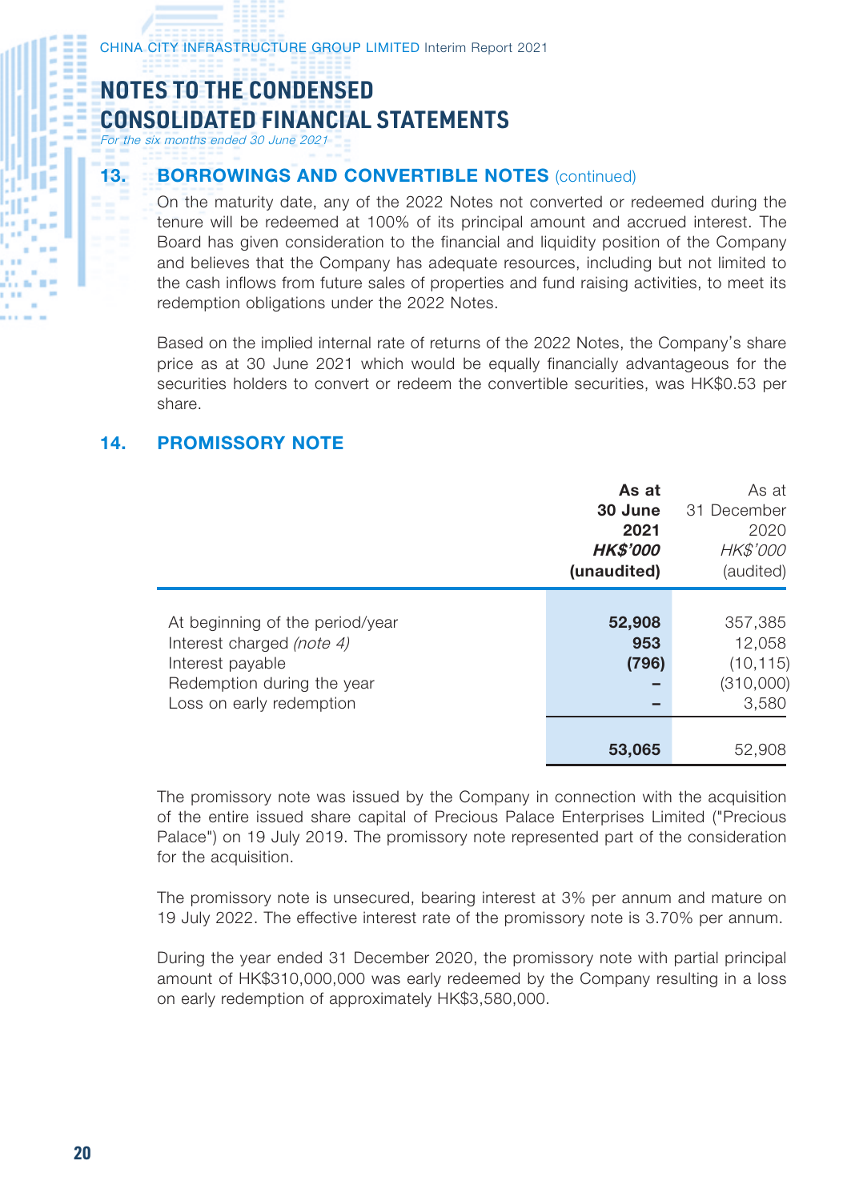# NOTES TO THE CONDENSED CONSOLIDATED FINANCIAL STATEMENTS

*For the six months ended 30 June 2021*

## 13. BORROWINGS AND CONVERTIBLE NOTES (continued)

On the maturity date, any of the 2022 Notes not converted or redeemed during the tenure will be redeemed at 100% of its principal amount and accrued interest. The Board has given consideration to the financial and liquidity position of the Company and believes that the Company has adequate resources, including but not limited to the cash inflows from future sales of properties and fund raising activities, to meet its redemption obligations under the 2022 Notes.

Based on the implied internal rate of returns of the 2022 Notes, the Company's share price as at 30 June 2021 which would be equally financially advantageous for the securities holders to convert or redeem the convertible securities, was HK$0.53 per share.

## 14. PROMISSORY NOTE

| | **As at 30 June 2021 *HK$'000* (unaudited)** | As at 31 December 2020 *HK$'000* (audited) |
|---|---|---|
| At beginning of the period/year | **52,908** | 357,385 |
| Interest charged *(note 4)* | **953** | 12,058 |
| Interest payable | **(796)** | (10,115) |
| Redemption during the year | **–** | (310,000) |
| Loss on early redemption | **–** | 3,580 |
| | **53,065** | 52,908 |

The promissory note was issued by the Company in connection with the acquisition of the entire issued share capital of Precious Palace Enterprises Limited ("Precious Palace") on 19 July 2019. The promissory note represented part of the consideration for the acquisition.

The promissory note is unsecured, bearing interest at 3% per annum and mature on 19 July 2022. The effective interest rate of the promissory note is 3.70% per annum.

During the year ended 31 December 2020, the promissory note with partial principal amount of HK$310,000,000 was early redeemed by the Company resulting in a loss on early redemption of approximately HK$3,580,000.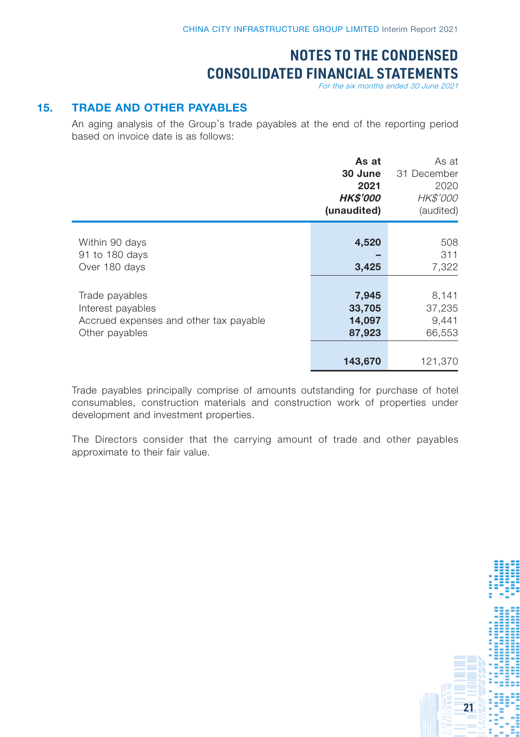# NOTES TO THE CONDENSED CONSOLIDATED FINANCIAL STATEMENTS

*For the six months ended 30 June 2021*

## 15. TRADE AND OTHER PAYABLES

An aging analysis of the Group's trade payables at the end of the reporting period based on invoice date is as follows:

| | **As at 30 June 2021** | As at 31 December 2020 |
|---|---|---|
| | ***HK$'000*** | *HK$'000* |
| | **(unaudited)** | (audited) |
| Within 90 days | **4,520** | 508 |
| 91 to 180 days | **–** | 311 |
| Over 180 days | **3,425** | 7,322 |
| Trade payables | **7,945** | 8,141 |
| Interest payables | **33,705** | 37,235 |
| Accrued expenses and other tax payable | **14,097** | 9,441 |
| Other payables | **87,923** | 66,553 |
| | **143,670** | 121,370 |

Trade payables principally comprise of amounts outstanding for purchase of hotel consumables, construction materials and construction work of properties under development and investment properties.

The Directors consider that the carrying amount of trade and other payables approximate to their fair value.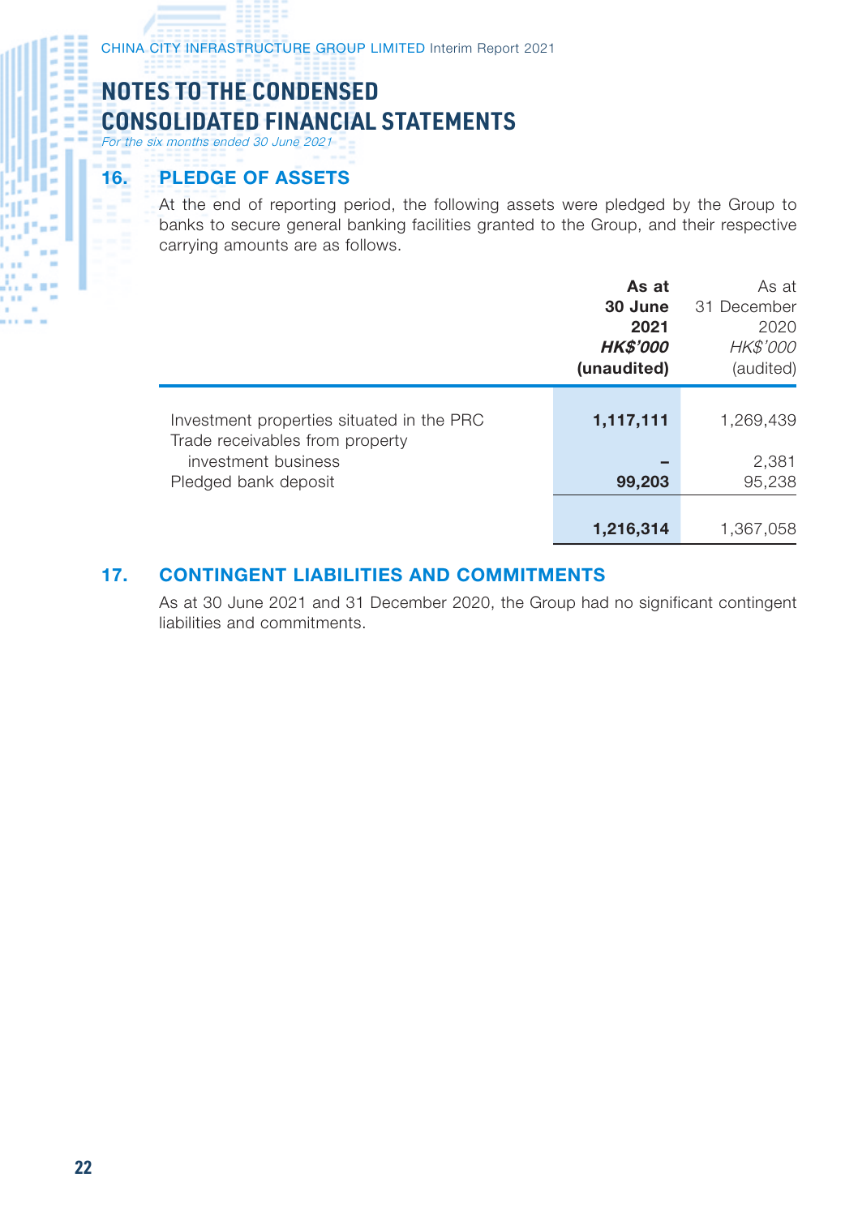# NOTES TO THE CONDENSED CONSOLIDATED FINANCIAL STATEMENTS

*For the six months ended 30 June 2021*

## 16. PLEDGE OF ASSETS

At the end of reporting period, the following assets were pledged by the Group to banks to secure general banking facilities granted to the Group, and their respective carrying amounts are as follows.

| | **As at 30 June 2021** ***HK$'000*** **(unaudited)** | As at 31 December 2020 *HK$'000* (audited) |
|---|---|---|
| Investment properties situated in the PRC | **1,117,111** | 1,269,439 |
| Trade receivables from property investment business | **–** | 2,381 |
| Pledged bank deposit | **99,203** | 95,238 |
| | **1,216,314** | 1,367,058 |

## 17. CONTINGENT LIABILITIES AND COMMITMENTS

As at 30 June 2021 and 31 December 2020, the Group had no significant contingent liabilities and commitments.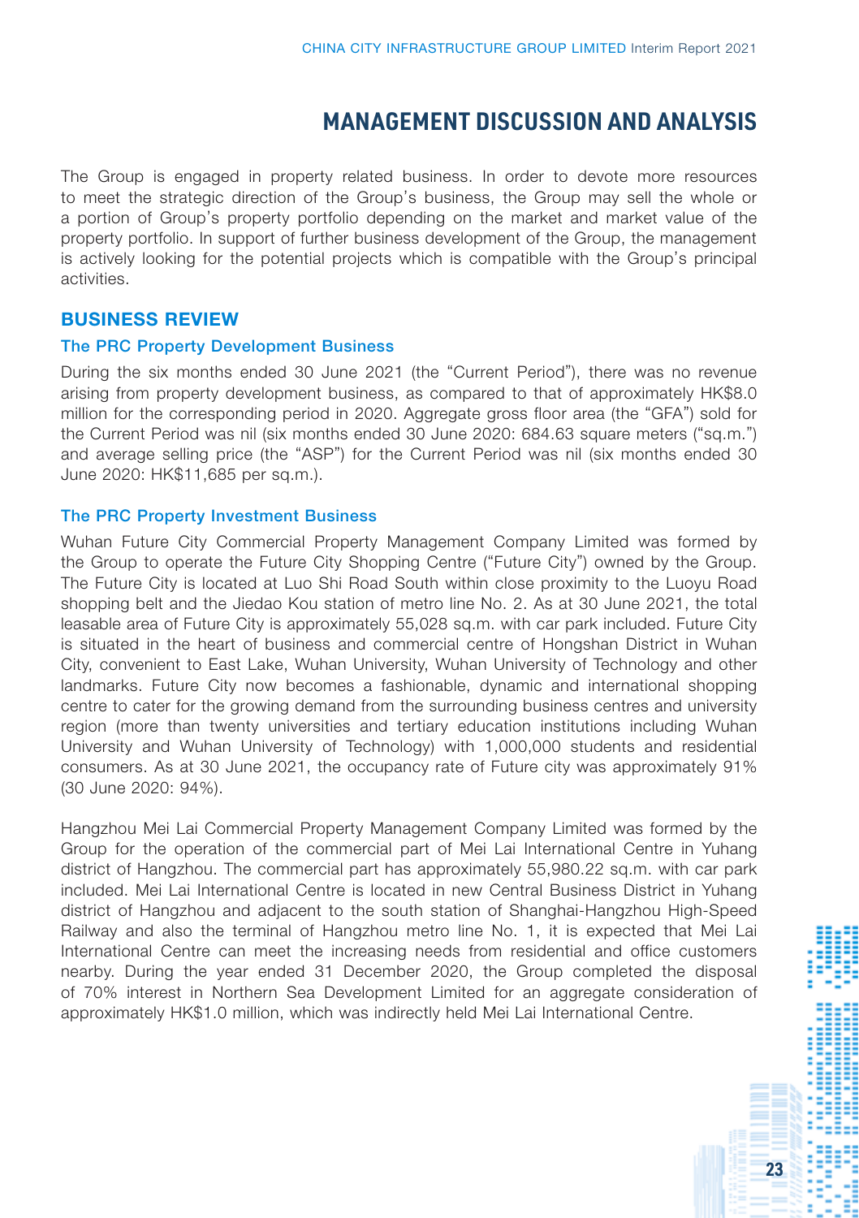# MANAGEMENT DISCUSSION AND ANALYSIS

The Group is engaged in property related business. In order to devote more resources to meet the strategic direction of the Group's business, the Group may sell the whole or a portion of Group's property portfolio depending on the market and market value of the property portfolio. In support of further business development of the Group, the management is actively looking for the potential projects which is compatible with the Group's principal activities.

## BUSINESS REVIEW

### The PRC Property Development Business

During the six months ended 30 June 2021 (the "Current Period"), there was no revenue arising from property development business, as compared to that of approximately HK$8.0 million for the corresponding period in 2020. Aggregate gross floor area (the "GFA") sold for the Current Period was nil (six months ended 30 June 2020: 684.63 square meters ("sq.m.") and average selling price (the "ASP") for the Current Period was nil (six months ended 30 June 2020: HK$11,685 per sq.m.).

### The PRC Property Investment Business

Wuhan Future City Commercial Property Management Company Limited was formed by the Group to operate the Future City Shopping Centre ("Future City") owned by the Group. The Future City is located at Luo Shi Road South within close proximity to the Luoyu Road shopping belt and the Jiedao Kou station of metro line No. 2. As at 30 June 2021, the total leasable area of Future City is approximately 55,028 sq.m. with car park included. Future City is situated in the heart of business and commercial centre of Hongshan District in Wuhan City, convenient to East Lake, Wuhan University, Wuhan University of Technology and other landmarks. Future City now becomes a fashionable, dynamic and international shopping centre to cater for the growing demand from the surrounding business centres and university region (more than twenty universities and tertiary education institutions including Wuhan University and Wuhan University of Technology) with 1,000,000 students and residential consumers. As at 30 June 2021, the occupancy rate of Future city was approximately 91% (30 June 2020: 94%).

Hangzhou Mei Lai Commercial Property Management Company Limited was formed by the Group for the operation of the commercial part of Mei Lai International Centre in Yuhang district of Hangzhou. The commercial part has approximately 55,980.22 sq.m. with car park included. Mei Lai International Centre is located in new Central Business District in Yuhang district of Hangzhou and adjacent to the south station of Shanghai-Hangzhou High-Speed Railway and also the terminal of Hangzhou metro line No. 1, it is expected that Mei Lai International Centre can meet the increasing needs from residential and office customers nearby. During the year ended 31 December 2020, the Group completed the disposal of 70% interest in Northern Sea Development Limited for an aggregate consideration of approximately HK$1.0 million, which was indirectly held Mei Lai International Centre.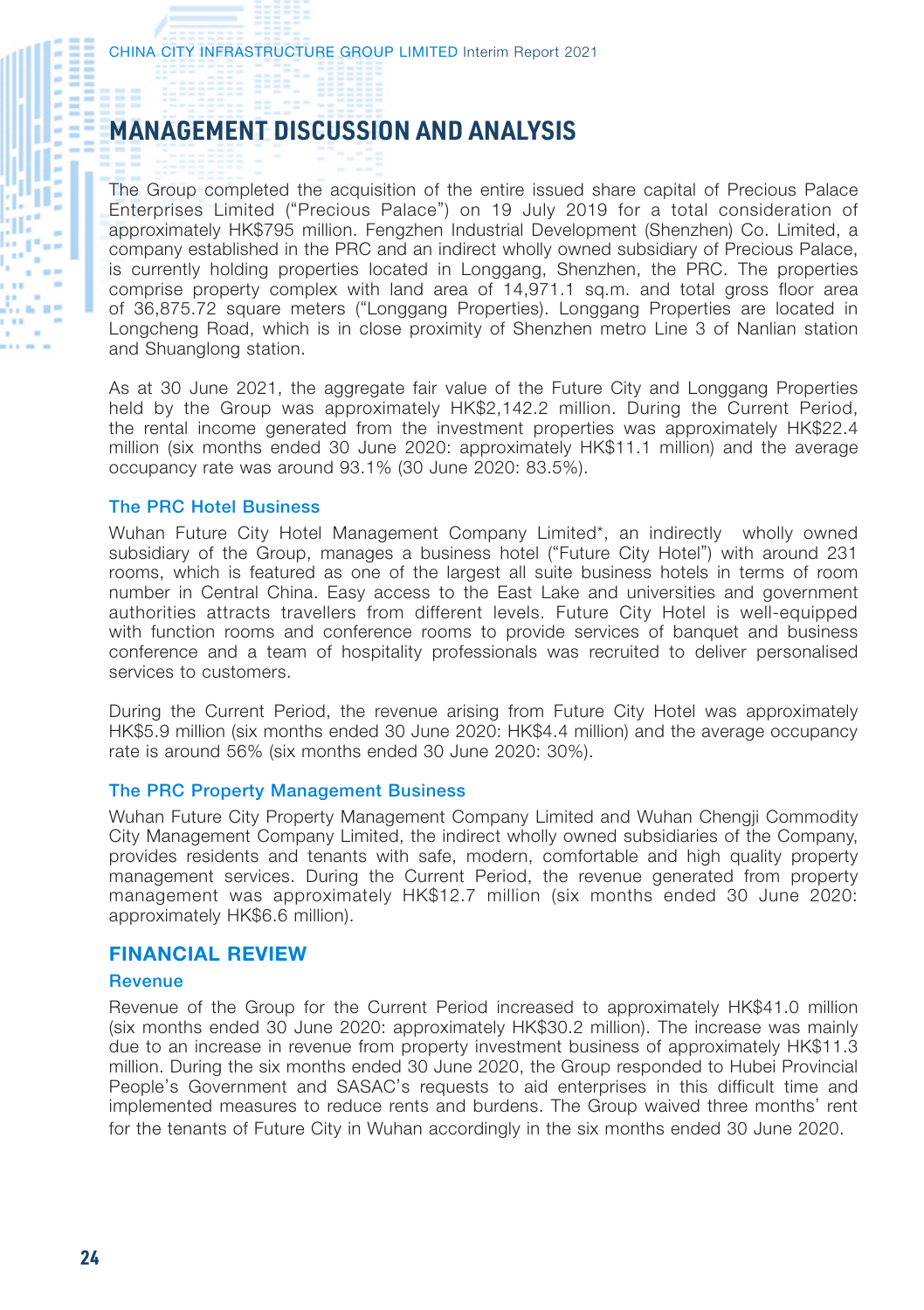# MANAGEMENT DISCUSSION AND ANALYSIS

The Group completed the acquisition of the entire issued share capital of Precious Palace Enterprises Limited ("Precious Palace") on 19 July 2019 for a total consideration of approximately HK$795 million. Fengzhen Industrial Development (Shenzhen) Co. Limited, a company established in the PRC and an indirect wholly owned subsidiary of Precious Palace, is currently holding properties located in Longgang, Shenzhen, the PRC. The properties comprise property complex with land area of 14,971.1 sq.m. and total gross floor area of 36,875.72 square meters ("Longgang Properties). Longgang Properties are located in Longcheng Road, which is in close proximity of Shenzhen metro Line 3 of Nanlian station and Shuanglong station.

As at 30 June 2021, the aggregate fair value of the Future City and Longgang Properties held by the Group was approximately HK$2,142.2 million. During the Current Period, the rental income generated from the investment properties was approximately HK$22.4 million (six months ended 30 June 2020: approximately HK$11.1 million) and the average occupancy rate was around 93.1% (30 June 2020: 83.5%).

### The PRC Hotel Business

Wuhan Future City Hotel Management Company Limited*, an indirectly wholly owned subsidiary of the Group, manages a business hotel ("Future City Hotel") with around 231 rooms, which is featured as one of the largest all suite business hotels in terms of room number in Central China. Easy access to the East Lake and universities and government authorities attracts travellers from different levels. Future City Hotel is well-equipped with function rooms and conference rooms to provide services of banquet and business conference and a team of hospitality professionals was recruited to deliver personalised services to customers.

During the Current Period, the revenue arising from Future City Hotel was approximately HK$5.9 million (six months ended 30 June 2020: HK$4.4 million) and the average occupancy rate is around 56% (six months ended 30 June 2020: 30%).

### The PRC Property Management Business

Wuhan Future City Property Management Company Limited and Wuhan Chengji Commodity City Management Company Limited, the indirect wholly owned subsidiaries of the Company, provides residents and tenants with safe, modern, comfortable and high quality property management services. During the Current Period, the revenue generated from property management was approximately HK$12.7 million (six months ended 30 June 2020: approximately HK$6.6 million).

## FINANCIAL REVIEW

### Revenue

Revenue of the Group for the Current Period increased to approximately HK$41.0 million (six months ended 30 June 2020: approximately HK$30.2 million). The increase was mainly due to an increase in revenue from property investment business of approximately HK$11.3 million. During the six months ended 30 June 2020, the Group responded to Hubei Provincial People's Government and SASAC's requests to aid enterprises in this difficult time and implemented measures to reduce rents and burdens. The Group waived three months' rent for the tenants of Future City in Wuhan accordingly in the six months ended 30 June 2020.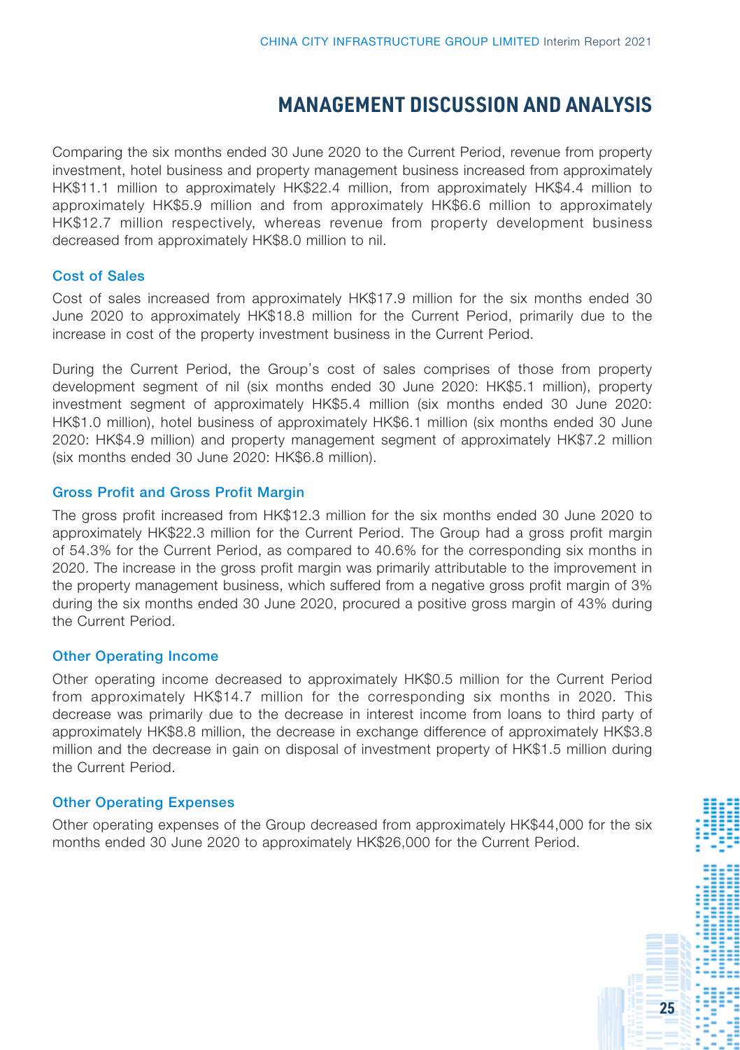# MANAGEMENT DISCUSSION AND ANALYSIS

Comparing the six months ended 30 June 2020 to the Current Period, revenue from property investment, hotel business and property management business increased from approximately HK$11.1 million to approximately HK$22.4 million, from approximately HK$4.4 million to approximately HK$5.9 million and from approximately HK$6.6 million to approximately HK$12.7 million respectively, whereas revenue from property development business decreased from approximately HK$8.0 million to nil.

### Cost of Sales

Cost of sales increased from approximately HK$17.9 million for the six months ended 30 June 2020 to approximately HK$18.8 million for the Current Period, primarily due to the increase in cost of the property investment business in the Current Period.

During the Current Period, the Group's cost of sales comprises of those from property development segment of nil (six months ended 30 June 2020: HK$5.1 million), property investment segment of approximately HK$5.4 million (six months ended 30 June 2020: HK$1.0 million), hotel business of approximately HK$6.1 million (six months ended 30 June 2020: HK$4.9 million) and property management segment of approximately HK$7.2 million (six months ended 30 June 2020: HK$6.8 million).

### Gross Profit and Gross Profit Margin

The gross profit increased from HK$12.3 million for the six months ended 30 June 2020 to approximately HK$22.3 million for the Current Period. The Group had a gross profit margin of 54.3% for the Current Period, as compared to 40.6% for the corresponding six months in 2020. The increase in the gross profit margin was primarily attributable to the improvement in the property management business, which suffered from a negative gross profit margin of 3% during the six months ended 30 June 2020, procured a positive gross margin of 43% during the Current Period.

### Other Operating Income

Other operating income decreased to approximately HK$0.5 million for the Current Period from approximately HK$14.7 million for the corresponding six months in 2020. This decrease was primarily due to the decrease in interest income from loans to third party of approximately HK$8.8 million, the decrease in exchange difference of approximately HK$3.8 million and the decrease in gain on disposal of investment property of HK$1.5 million during the Current Period.

### Other Operating Expenses

Other operating expenses of the Group decreased from approximately HK$44,000 for the six months ended 30 June 2020 to approximately HK$26,000 for the Current Period.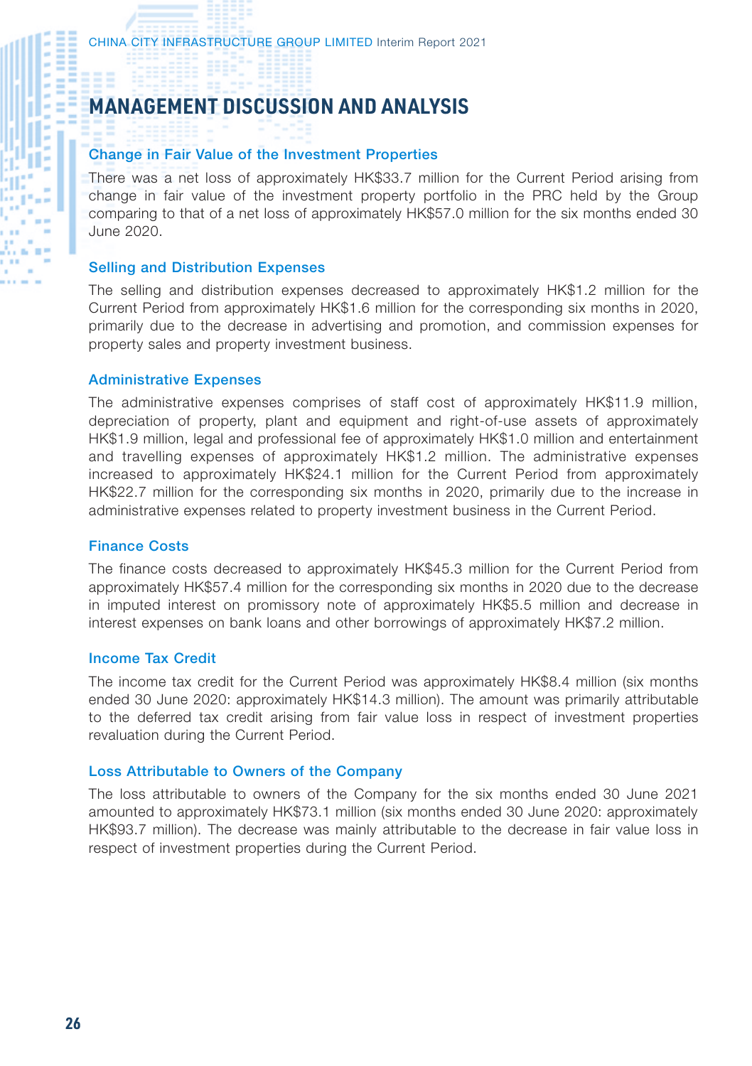# MANAGEMENT DISCUSSION AND ANALYSIS

### Change in Fair Value of the Investment Properties

There was a net loss of approximately HK$33.7 million for the Current Period arising from change in fair value of the investment property portfolio in the PRC held by the Group comparing to that of a net loss of approximately HK$57.0 million for the six months ended 30 June 2020.

### Selling and Distribution Expenses

The selling and distribution expenses decreased to approximately HK$1.2 million for the Current Period from approximately HK$1.6 million for the corresponding six months in 2020, primarily due to the decrease in advertising and promotion, and commission expenses for property sales and property investment business.

### Administrative Expenses

The administrative expenses comprises of staff cost of approximately HK$11.9 million, depreciation of property, plant and equipment and right-of-use assets of approximately HK$1.9 million, legal and professional fee of approximately HK$1.0 million and entertainment and travelling expenses of approximately HK$1.2 million. The administrative expenses increased to approximately HK$24.1 million for the Current Period from approximately HK$22.7 million for the corresponding six months in 2020, primarily due to the increase in administrative expenses related to property investment business in the Current Period.

### Finance Costs

The finance costs decreased to approximately HK$45.3 million for the Current Period from approximately HK$57.4 million for the corresponding six months in 2020 due to the decrease in imputed interest on promissory note of approximately HK$5.5 million and decrease in interest expenses on bank loans and other borrowings of approximately HK$7.2 million.

### Income Tax Credit

The income tax credit for the Current Period was approximately HK$8.4 million (six months ended 30 June 2020: approximately HK$14.3 million). The amount was primarily attributable to the deferred tax credit arising from fair value loss in respect of investment properties revaluation during the Current Period.

### Loss Attributable to Owners of the Company

The loss attributable to owners of the Company for the six months ended 30 June 2021 amounted to approximately HK$73.1 million (six months ended 30 June 2020: approximately HK$93.7 million). The decrease was mainly attributable to the decrease in fair value loss in respect of investment properties during the Current Period.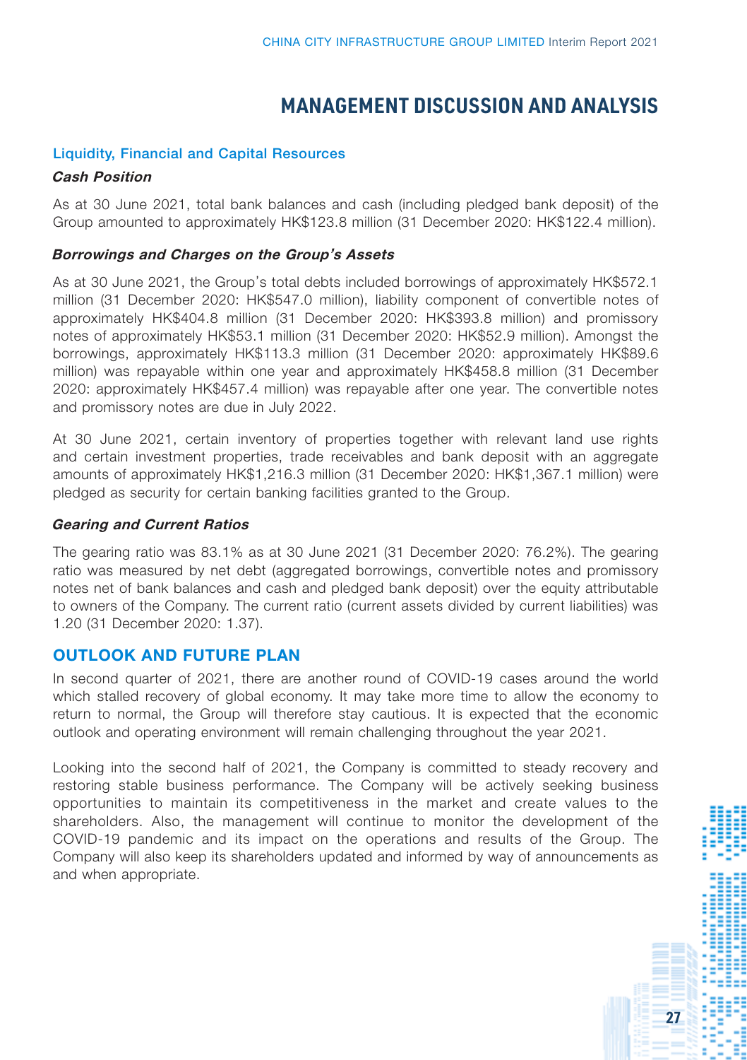# MANAGEMENT DISCUSSION AND ANALYSIS

### Liquidity, Financial and Capital Resources

#### *Cash Position*

As at 30 June 2021, total bank balances and cash (including pledged bank deposit) of the Group amounted to approximately HK$123.8 million (31 December 2020: HK$122.4 million).

#### *Borrowings and Charges on the Group's Assets*

As at 30 June 2021, the Group's total debts included borrowings of approximately HK$572.1 million (31 December 2020: HK$547.0 million), liability component of convertible notes of approximately HK$404.8 million (31 December 2020: HK$393.8 million) and promissory notes of approximately HK$53.1 million (31 December 2020: HK$52.9 million). Amongst the borrowings, approximately HK$113.3 million (31 December 2020: approximately HK$89.6 million) was repayable within one year and approximately HK$458.8 million (31 December 2020: approximately HK$457.4 million) was repayable after one year. The convertible notes and promissory notes are due in July 2022.

At 30 June 2021, certain inventory of properties together with relevant land use rights and certain investment properties, trade receivables and bank deposit with an aggregate amounts of approximately HK$1,216.3 million (31 December 2020: HK$1,367.1 million) were pledged as security for certain banking facilities granted to the Group.

#### *Gearing and Current Ratios*

The gearing ratio was 83.1% as at 30 June 2021 (31 December 2020: 76.2%). The gearing ratio was measured by net debt (aggregated borrowings, convertible notes and promissory notes net of bank balances and cash and pledged bank deposit) over the equity attributable to owners of the Company. The current ratio (current assets divided by current liabilities) was 1.20 (31 December 2020: 1.37).

## OUTLOOK AND FUTURE PLAN

In second quarter of 2021, there are another round of COVID-19 cases around the world which stalled recovery of global economy. It may take more time to allow the economy to return to normal, the Group will therefore stay cautious. It is expected that the economic outlook and operating environment will remain challenging throughout the year 2021.

Looking into the second half of 2021, the Company is committed to steady recovery and restoring stable business performance. The Company will be actively seeking business opportunities to maintain its competitiveness in the market and create values to the shareholders. Also, the management will continue to monitor the development of the COVID-19 pandemic and its impact on the operations and results of the Group. The Company will also keep its shareholders updated and informed by way of announcements as and when appropriate.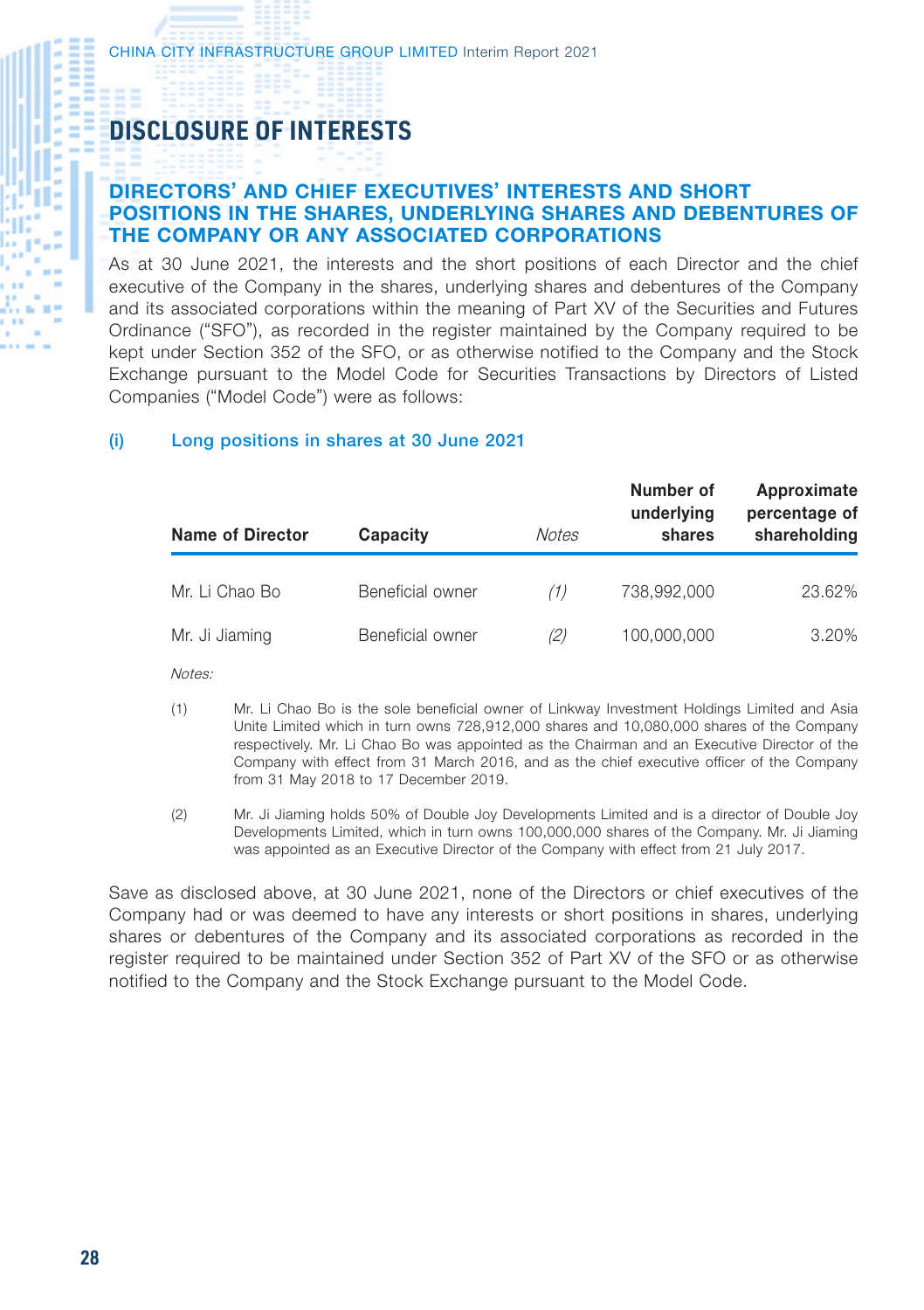# DISCLOSURE OF INTERESTS

## DIRECTORS' AND CHIEF EXECUTIVES' INTERESTS AND SHORT POSITIONS IN THE SHARES, UNDERLYING SHARES AND DEBENTURES OF THE COMPANY OR ANY ASSOCIATED CORPORATIONS

As at 30 June 2021, the interests and the short positions of each Director and the chief executive of the Company in the shares, underlying shares and debentures of the Company and its associated corporations within the meaning of Part XV of the Securities and Futures Ordinance ("SFO"), as recorded in the register maintained by the Company required to be kept under Section 352 of the SFO, or as otherwise notified to the Company and the Stock Exchange pursuant to the Model Code for Securities Transactions by Directors of Listed Companies ("Model Code") were as follows:

### (i) Long positions in shares at 30 June 2021

| Name of Director | Capacity | *Notes* | Number of underlying shares | Approximate percentage of shareholding |
|---|---|---|---|---|
| Mr. Li Chao Bo | Beneficial owner | *(1)* | 738,992,000 | 23.62% |
| Mr. Ji Jiaming | Beneficial owner | *(2)* | 100,000,000 | 3.20% |

*Notes:*

(1) Mr. Li Chao Bo is the sole beneficial owner of Linkway Investment Holdings Limited and Asia Unite Limited which in turn owns 728,912,000 shares and 10,080,000 shares of the Company respectively. Mr. Li Chao Bo was appointed as the Chairman and an Executive Director of the Company with effect from 31 March 2016, and as the chief executive officer of the Company from 31 May 2018 to 17 December 2019.

(2) Mr. Ji Jiaming holds 50% of Double Joy Developments Limited and is a director of Double Joy Developments Limited, which in turn owns 100,000,000 shares of the Company. Mr. Ji Jiaming was appointed as an Executive Director of the Company with effect from 21 July 2017.

Save as disclosed above, at 30 June 2021, none of the Directors or chief executives of the Company had or was deemed to have any interests or short positions in shares, underlying shares or debentures of the Company and its associated corporations as recorded in the register required to be maintained under Section 352 of Part XV of the SFO or as otherwise notified to the Company and the Stock Exchange pursuant to the Model Code.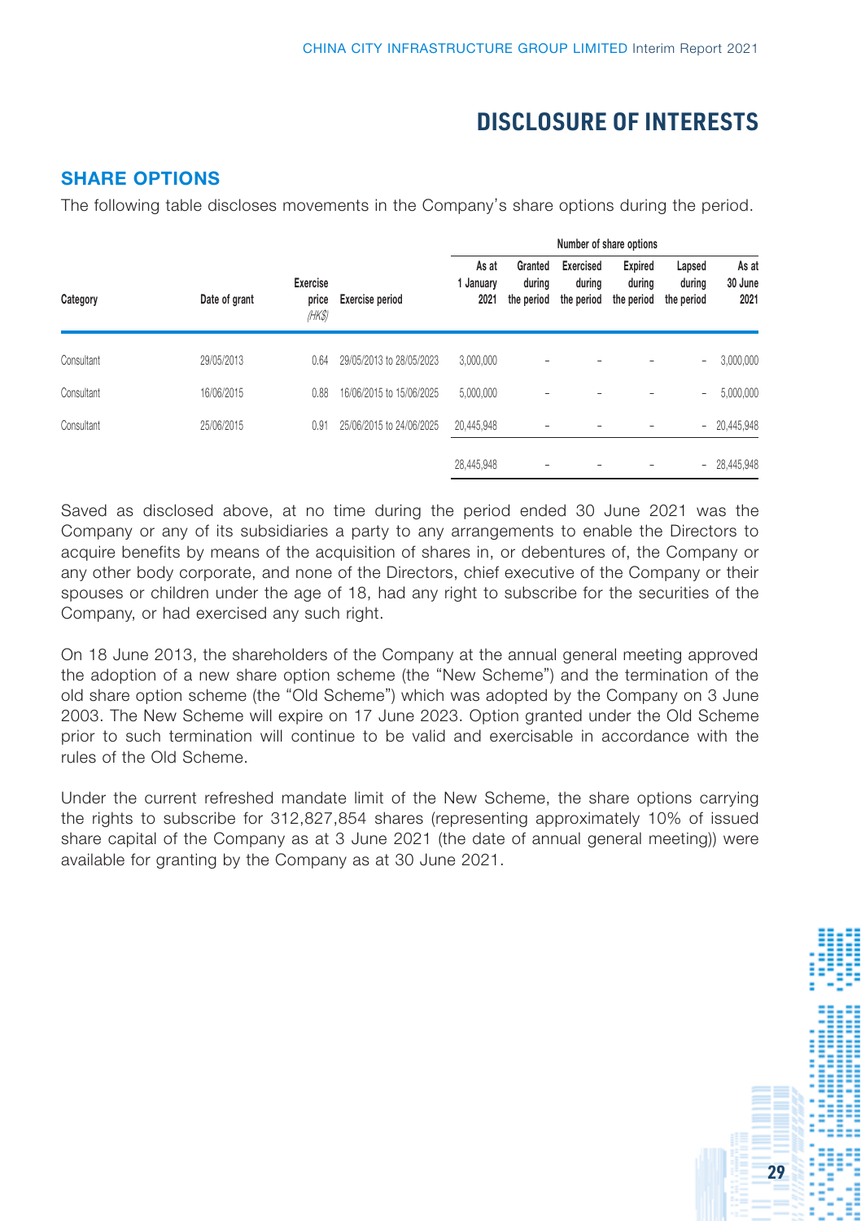# DISCLOSURE OF INTERESTS

## SHARE OPTIONS

The following table discloses movements in the Company's share options during the period.

| Category | Date of grant | Exercise price (HK$) | Exercise period | Number of share options | | | | | |
|---|---|---|---|---|---|---|---|---|---|
| | | | | As at 1 January 2021 | Granted during the period | Exercised during the period | Expired during the period | Lapsed during the period | As at 30 June 2021 |
| Consultant | 29/05/2013 | 0.64 | 29/05/2013 to 28/05/2023 | 3,000,000 | – | – | – | – | 3,000,000 |
| Consultant | 16/06/2015 | 0.88 | 16/06/2015 to 15/06/2025 | 5,000,000 | – | – | – | – | 5,000,000 |
| Consultant | 25/06/2015 | 0.91 | 25/06/2015 to 24/06/2025 | 20,445,948 | – | – | – | – | 20,445,948 |
| | | | | 28,445,948 | – | – | – | – | 28,445,948 |

Saved as disclosed above, at no time during the period ended 30 June 2021 was the Company or any of its subsidiaries a party to any arrangements to enable the Directors to acquire benefits by means of the acquisition of shares in, or debentures of, the Company or any other body corporate, and none of the Directors, chief executive of the Company or their spouses or children under the age of 18, had any right to subscribe for the securities of the Company, or had exercised any such right.

On 18 June 2013, the shareholders of the Company at the annual general meeting approved the adoption of a new share option scheme (the "New Scheme") and the termination of the old share option scheme (the "Old Scheme") which was adopted by the Company on 3 June 2003. The New Scheme will expire on 17 June 2023. Option granted under the Old Scheme prior to such termination will continue to be valid and exercisable in accordance with the rules of the Old Scheme.

Under the current refreshed mandate limit of the New Scheme, the share options carrying the rights to subscribe for 312,827,854 shares (representing approximately 10% of issued share capital of the Company as at 3 June 2021 (the date of annual general meeting)) were available for granting by the Company as at 30 June 2021.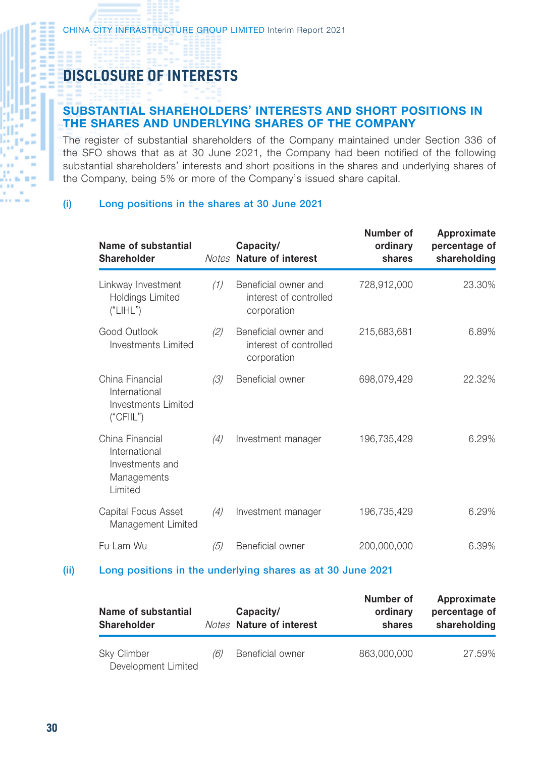# DISCLOSURE OF INTERESTS

## SUBSTANTIAL SHAREHOLDERS' INTERESTS AND SHORT POSITIONS IN THE SHARES AND UNDERLYING SHARES OF THE COMPANY

The register of substantial shareholders of the Company maintained under Section 336 of the SFO shows that as at 30 June 2021, the Company had been notified of the following substantial shareholders' interests and short positions in the shares and underlying shares of the Company, being 5% or more of the Company's issued share capital.

### (i) Long positions in the shares at 30 June 2021

| Name of substantial Shareholder | *Notes* | Capacity/ Nature of interest | Number of ordinary shares | Approximate percentage of shareholding |
|---|---|---|---|---|
| Linkway Investment Holdings Limited ("LIHL") | *(1)* | Beneficial owner and interest of controlled corporation | 728,912,000 | 23.30% |
| Good Outlook Investments Limited | *(2)* | Beneficial owner and interest of controlled corporation | 215,683,681 | 6.89% |
| China Financial International Investments Limited ("CFIIL") | *(3)* | Beneficial owner | 698,079,429 | 22.32% |
| China Financial International Investments and Managements Limited | *(4)* | Investment manager | 196,735,429 | 6.29% |
| Capital Focus Asset Management Limited | *(4)* | Investment manager | 196,735,429 | 6.29% |
| Fu Lam Wu | *(5)* | Beneficial owner | 200,000,000 | 6.39% |

### (ii) Long positions in the underlying shares as at 30 June 2021

| Name of substantial Shareholder | *Notes* | Capacity/ Nature of interest | Number of ordinary shares | Approximate percentage of shareholding |
|---|---|---|---|---|
| Sky Climber Development Limited | *(6)* | Beneficial owner | 863,000,000 | 27.59% |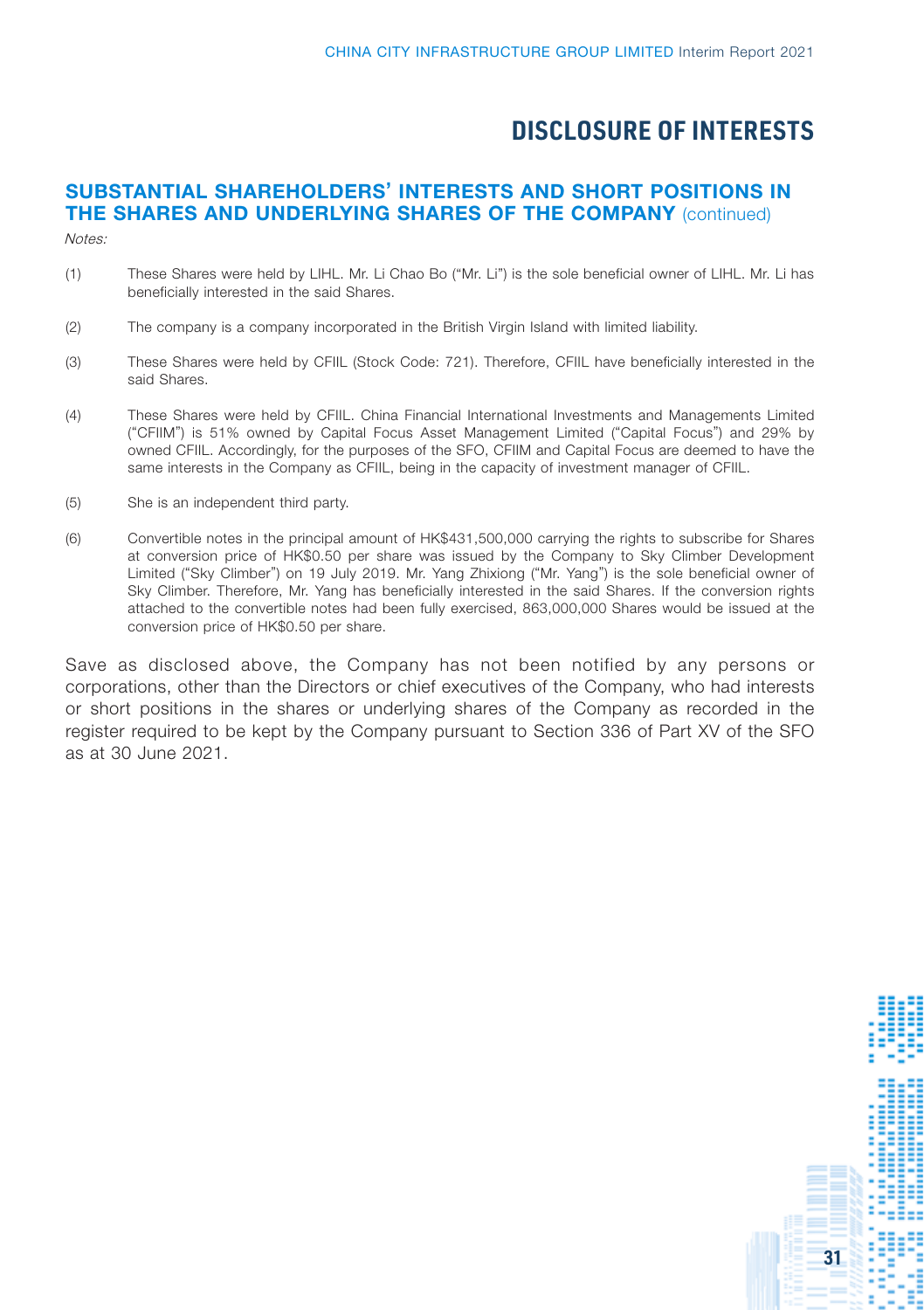# DISCLOSURE OF INTERESTS

## SUBSTANTIAL SHAREHOLDERS' INTERESTS AND SHORT POSITIONS IN THE SHARES AND UNDERLYING SHARES OF THE COMPANY (continued)

*Notes:*

(1) These Shares were held by LIHL. Mr. Li Chao Bo ("Mr. Li") is the sole beneficial owner of LIHL. Mr. Li has beneficially interested in the said Shares.

(2) The company is a company incorporated in the British Virgin Island with limited liability.

(3) These Shares were held by CFIIL (Stock Code: 721). Therefore, CFIIL have beneficially interested in the said Shares.

(4) These Shares were held by CFIIL. China Financial International Investments and Managements Limited ("CFIIM") is 51% owned by Capital Focus Asset Management Limited ("Capital Focus") and 29% by owned CFIIL. Accordingly, for the purposes of the SFO, CFIIM and Capital Focus are deemed to have the same interests in the Company as CFIIL, being in the capacity of investment manager of CFIIL.

(5) She is an independent third party.

(6) Convertible notes in the principal amount of HK$431,500,000 carrying the rights to subscribe for Shares at conversion price of HK$0.50 per share was issued by the Company to Sky Climber Development Limited ("Sky Climber") on 19 July 2019. Mr. Yang Zhixiong ("Mr. Yang") is the sole beneficial owner of Sky Climber. Therefore, Mr. Yang has beneficially interested in the said Shares. If the conversion rights attached to the convertible notes had been fully exercised, 863,000,000 Shares would be issued at the conversion price of HK$0.50 per share.

Save as disclosed above, the Company has not been notified by any persons or corporations, other than the Directors or chief executives of the Company, who had interests or short positions in the shares or underlying shares of the Company as recorded in the register required to be kept by the Company pursuant to Section 336 of Part XV of the SFO as at 30 June 2021.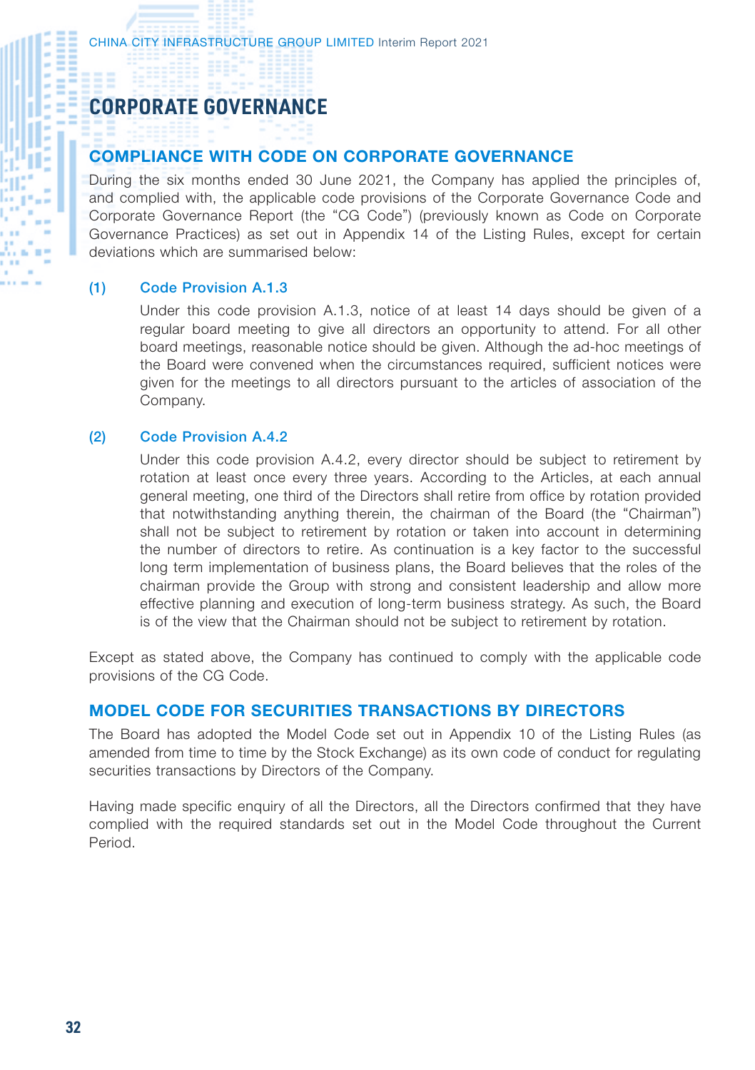# CORPORATE GOVERNANCE

## COMPLIANCE WITH CODE ON CORPORATE GOVERNANCE

During the six months ended 30 June 2021, the Company has applied the principles of, and complied with, the applicable code provisions of the Corporate Governance Code and Corporate Governance Report (the "CG Code") (previously known as Code on Corporate Governance Practices) as set out in Appendix 14 of the Listing Rules, except for certain deviations which are summarised below:

### (1) Code Provision A.1.3

Under this code provision A.1.3, notice of at least 14 days should be given of a regular board meeting to give all directors an opportunity to attend. For all other board meetings, reasonable notice should be given. Although the ad-hoc meetings of the Board were convened when the circumstances required, sufficient notices were given for the meetings to all directors pursuant to the articles of association of the Company.

### (2) Code Provision A.4.2

Under this code provision A.4.2, every director should be subject to retirement by rotation at least once every three years. According to the Articles, at each annual general meeting, one third of the Directors shall retire from office by rotation provided that notwithstanding anything therein, the chairman of the Board (the "Chairman") shall not be subject to retirement by rotation or taken into account in determining the number of directors to retire. As continuation is a key factor to the successful long term implementation of business plans, the Board believes that the roles of the chairman provide the Group with strong and consistent leadership and allow more effective planning and execution of long-term business strategy. As such, the Board is of the view that the Chairman should not be subject to retirement by rotation.

Except as stated above, the Company has continued to comply with the applicable code provisions of the CG Code.

## MODEL CODE FOR SECURITIES TRANSACTIONS BY DIRECTORS

The Board has adopted the Model Code set out in Appendix 10 of the Listing Rules (as amended from time to time by the Stock Exchange) as its own code of conduct for regulating securities transactions by Directors of the Company.

Having made specific enquiry of all the Directors, all the Directors confirmed that they have complied with the required standards set out in the Model Code throughout the Current Period.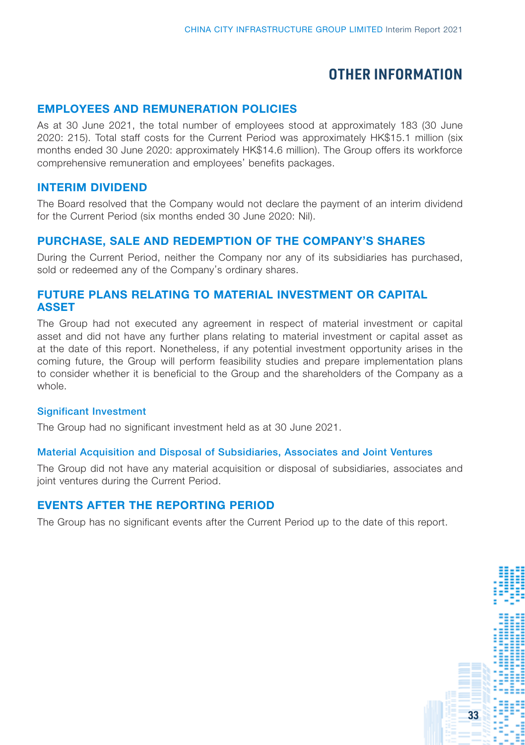# OTHER INFORMATION

## EMPLOYEES AND REMUNERATION POLICIES

As at 30 June 2021, the total number of employees stood at approximately 183 (30 June 2020: 215). Total staff costs for the Current Period was approximately HK$15.1 million (six months ended 30 June 2020: approximately HK$14.6 million). The Group offers its workforce comprehensive remuneration and employees' benefits packages.

## INTERIM DIVIDEND

The Board resolved that the Company would not declare the payment of an interim dividend for the Current Period (six months ended 30 June 2020: Nil).

## PURCHASE, SALE AND REDEMPTION OF THE COMPANY'S SHARES

During the Current Period, neither the Company nor any of its subsidiaries has purchased, sold or redeemed any of the Company's ordinary shares.

## FUTURE PLANS RELATING TO MATERIAL INVESTMENT OR CAPITAL ASSET

The Group had not executed any agreement in respect of material investment or capital asset and did not have any further plans relating to material investment or capital asset as at the date of this report. Nonetheless, if any potential investment opportunity arises in the coming future, the Group will perform feasibility studies and prepare implementation plans to consider whether it is beneficial to the Group and the shareholders of the Company as a whole.

### Significant Investment

The Group had no significant investment held as at 30 June 2021.

### Material Acquisition and Disposal of Subsidiaries, Associates and Joint Ventures

The Group did not have any material acquisition or disposal of subsidiaries, associates and joint ventures during the Current Period.

## EVENTS AFTER THE REPORTING PERIOD

The Group has no significant events after the Current Period up to the date of this report.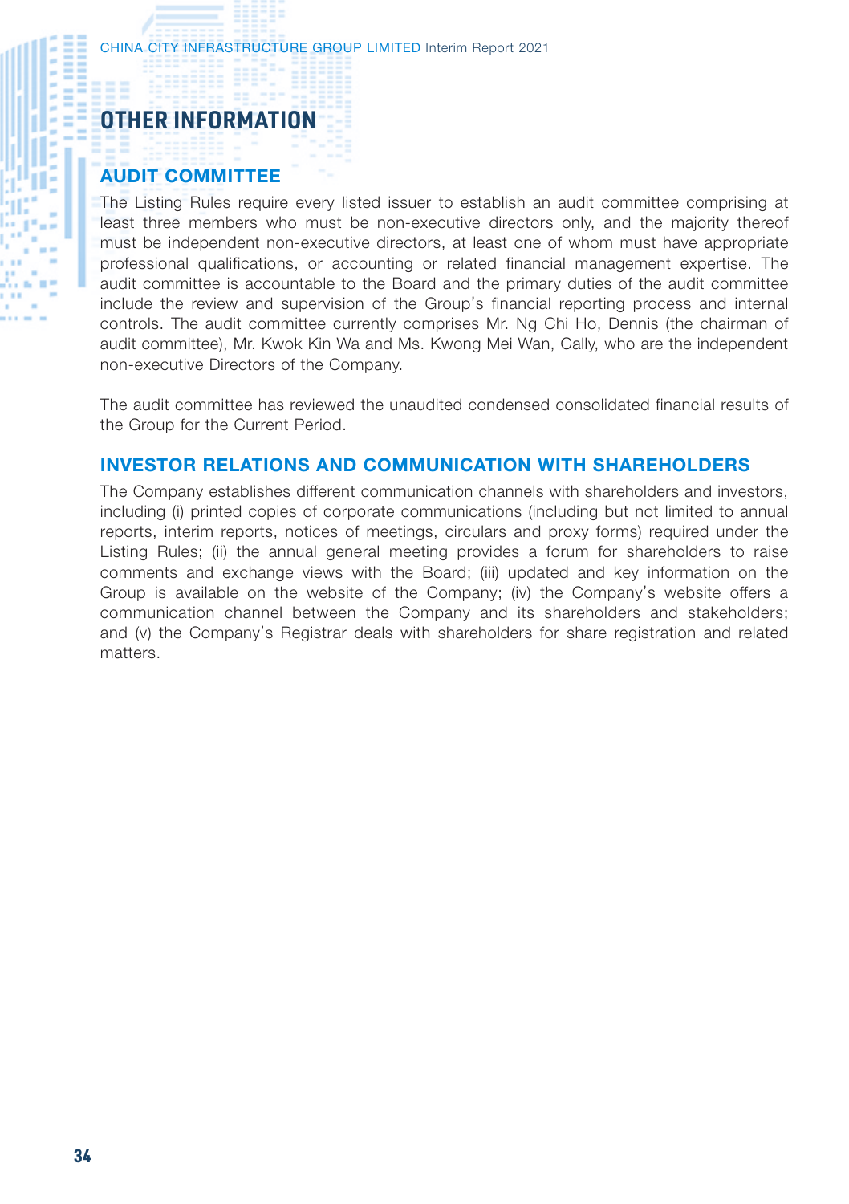# OTHER INFORMATION

## AUDIT COMMITTEE

The Listing Rules require every listed issuer to establish an audit committee comprising at least three members who must be non-executive directors only, and the majority thereof must be independent non-executive directors, at least one of whom must have appropriate professional qualifications, or accounting or related financial management expertise. The audit committee is accountable to the Board and the primary duties of the audit committee include the review and supervision of the Group's financial reporting process and internal controls. The audit committee currently comprises Mr. Ng Chi Ho, Dennis (the chairman of audit committee), Mr. Kwok Kin Wa and Ms. Kwong Mei Wan, Cally, who are the independent non-executive Directors of the Company.

The audit committee has reviewed the unaudited condensed consolidated financial results of the Group for the Current Period.

## INVESTOR RELATIONS AND COMMUNICATION WITH SHAREHOLDERS

The Company establishes different communication channels with shareholders and investors, including (i) printed copies of corporate communications (including but not limited to annual reports, interim reports, notices of meetings, circulars and proxy forms) required under the Listing Rules; (ii) the annual general meeting provides a forum for shareholders to raise comments and exchange views with the Board; (iii) updated and key information on the Group is available on the website of the Company; (iv) the Company's website offers a communication channel between the Company and its shareholders and stakeholders; and (v) the Company's Registrar deals with shareholders for share registration and related matters.